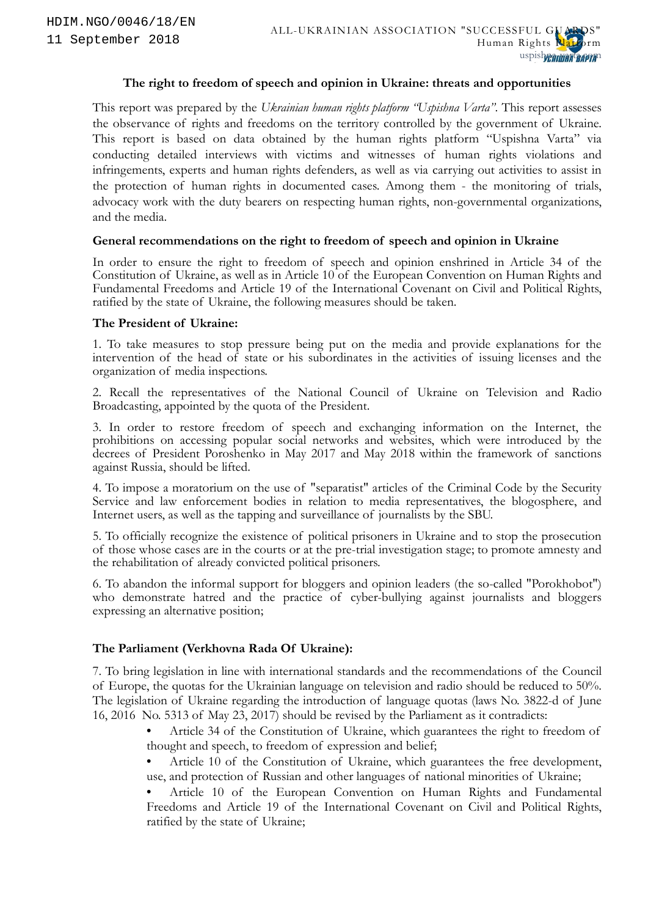HDIM.NGO/0046/18/EN
11 September 2018

ALL-UKRAINIAN ASSOCIATION "SUCCESSFUL GUARDS"
Human Rights Platform
uspishna-varta.com

## The right to freedom of speech and opinion in Ukraine: threats and opportunities

This report was prepared by the *Ukrainian human rights platform "Uspishna Varta"*. This report assesses the observance of rights and freedoms on the territory controlled by the government of Ukraine. This report is based on data obtained by the human rights platform "Uspishna Varta" via conducting detailed interviews with victims and witnesses of human rights violations and infringements, experts and human rights defenders, as well as via carrying out activities to assist in the protection of human rights in documented cases. Among them - the monitoring of trials, advocacy work with the duty bearers on respecting human rights, non-governmental organizations, and the media.

### General recommendations on the right to freedom of speech and opinion in Ukraine

In order to ensure the right to freedom of speech and opinion enshrined in Article 34 of the Constitution of Ukraine, as well as in Article 10 of the European Convention on Human Rights and Fundamental Freedoms and Article 19 of the International Covenant on Civil and Political Rights, ratified by the state of Ukraine, the following measures should be taken.

### The President of Ukraine:

1. To take measures to stop pressure being put on the media and provide explanations for the intervention of the head of state or his subordinates in the activities of issuing licenses and the organization of media inspections.

2. Recall the representatives of the National Council of Ukraine on Television and Radio Broadcasting, appointed by the quota of the President.

3. In order to restore freedom of speech and exchanging information on the Internet, the prohibitions on accessing popular social networks and websites, which were introduced by the decrees of President Poroshenko in May 2017 and May 2018 within the framework of sanctions against Russia, should be lifted.

4. To impose a moratorium on the use of "separatist" articles of the Criminal Code by the Security Service and law enforcement bodies in relation to media representatives, the blogosphere, and Internet users, as well as the tapping and surveillance of journalists by the SBU.

5. To officially recognize the existence of political prisoners in Ukraine and to stop the prosecution of those whose cases are in the courts or at the pre-trial investigation stage; to promote amnesty and the rehabilitation of already convicted political prisoners.

6. To abandon the informal support for bloggers and opinion leaders (the so-called "Porokhobot") who demonstrate hatred and the practice of cyber-bullying against journalists and bloggers expressing an alternative position;

### The Parliament (Verkhovna Rada Of Ukraine):

7. To bring legislation in line with international standards and the recommendations of the Council of Europe, the quotas for the Ukrainian language on television and radio should be reduced to 50%. The legislation of Ukraine regarding the introduction of language quotas (laws No. 3822-d of June 16, 2016 No. 5313 of May 23, 2017) should be revised by the Parliament as it contradicts:

- Article 34 of the Constitution of Ukraine, which guarantees the right to freedom of thought and speech, to freedom of expression and belief;
- Article 10 of the Constitution of Ukraine, which guarantees the free development, use, and protection of Russian and other languages of national minorities of Ukraine;
- Article 10 of the European Convention on Human Rights and Fundamental Freedoms and Article 19 of the International Covenant on Civil and Political Rights, ratified by the state of Ukraine;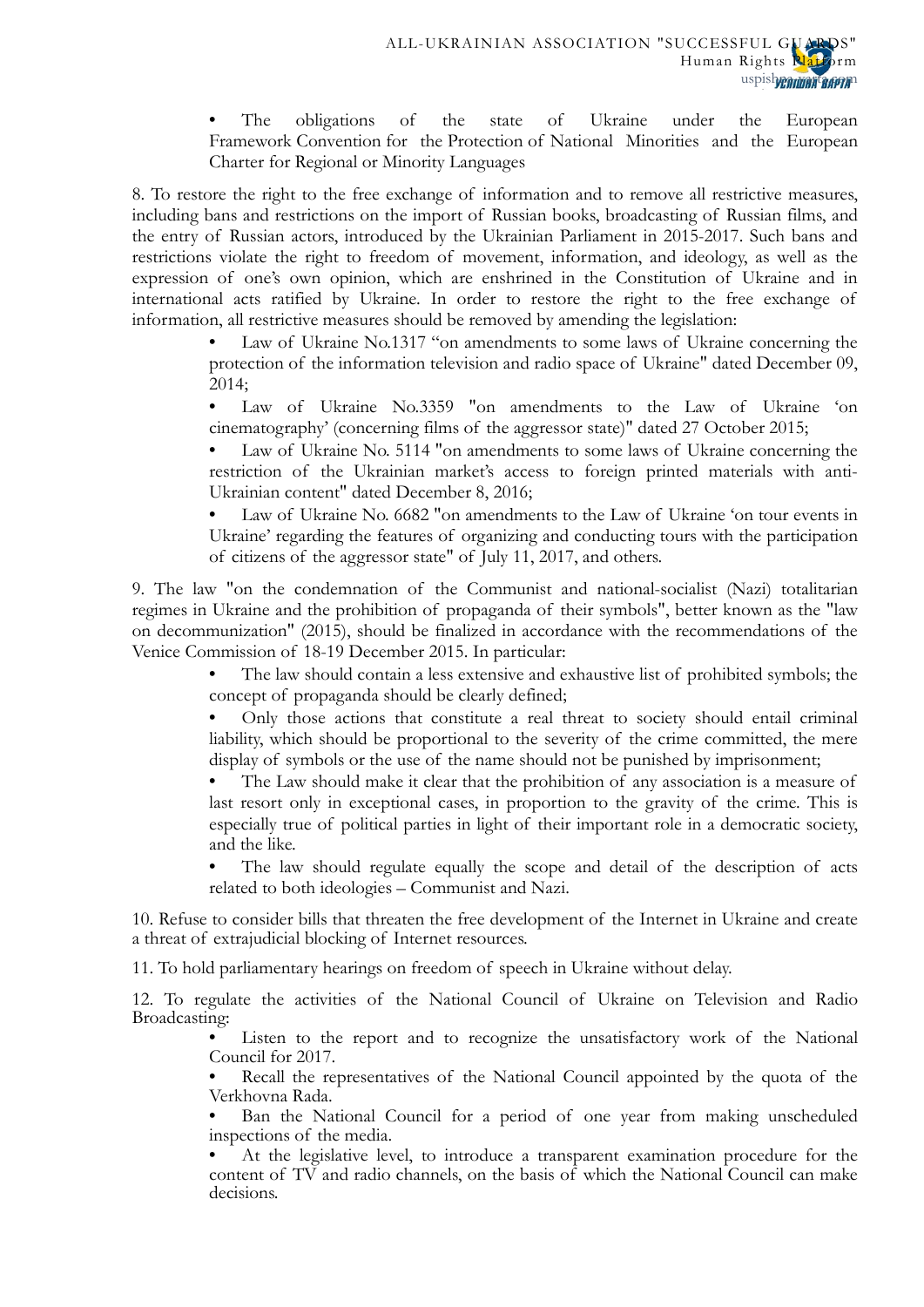- The obligations of the state of Ukraine under the European Framework Convention for the Protection of National Minorities and the European Charter for Regional or Minority Languages

8. To restore the right to the free exchange of information and to remove all restrictive measures, including bans and restrictions on the import of Russian books, broadcasting of Russian films, and the entry of Russian actors, introduced by the Ukrainian Parliament in 2015-2017. Such bans and restrictions violate the right to freedom of movement, information, and ideology, as well as the expression of one's own opinion, which are enshrined in the Constitution of Ukraine and in international acts ratified by Ukraine. In order to restore the right to the free exchange of information, all restrictive measures should be removed by amending the legislation:

- Law of Ukraine No.1317 "on amendments to some laws of Ukraine concerning the protection of the information television and radio space of Ukraine" dated December 09, 2014;
- Law of Ukraine No.3359 "on amendments to the Law of Ukraine 'on cinematography' (concerning films of the aggressor state)" dated 27 October 2015;
- Law of Ukraine No. 5114 "on amendments to some laws of Ukraine concerning the restriction of the Ukrainian market's access to foreign printed materials with anti-Ukrainian content" dated December 8, 2016;
- Law of Ukraine No. 6682 "on amendments to the Law of Ukraine 'on tour events in Ukraine' regarding the features of organizing and conducting tours with the participation of citizens of the aggressor state" of July 11, 2017, and others.

9. The law "on the condemnation of the Communist and national-socialist (Nazi) totalitarian regimes in Ukraine and the prohibition of propaganda of their symbols", better known as the "law on decommunization" (2015), should be finalized in accordance with the recommendations of the Venice Commission of 18-19 December 2015. In particular:

- The law should contain a less extensive and exhaustive list of prohibited symbols; the concept of propaganda should be clearly defined;
- Only those actions that constitute a real threat to society should entail criminal liability, which should be proportional to the severity of the crime committed, the mere display of symbols or the use of the name should not be punished by imprisonment;
- The Law should make it clear that the prohibition of any association is a measure of last resort only in exceptional cases, in proportion to the gravity of the crime. This is especially true of political parties in light of their important role in a democratic society, and the like.
- The law should regulate equally the scope and detail of the description of acts related to both ideologies – Communist and Nazi.

10. Refuse to consider bills that threaten the free development of the Internet in Ukraine and create a threat of extrajudicial blocking of Internet resources.

11. To hold parliamentary hearings on freedom of speech in Ukraine without delay.

12. To regulate the activities of the National Council of Ukraine on Television and Radio Broadcasting:

- Listen to the report and to recognize the unsatisfactory work of the National Council for 2017.
- Recall the representatives of the National Council appointed by the quota of the Verkhovna Rada.
- Ban the National Council for a period of one year from making unscheduled inspections of the media.
- At the legislative level, to introduce a transparent examination procedure for the content of TV and radio channels, on the basis of which the National Council can make decisions.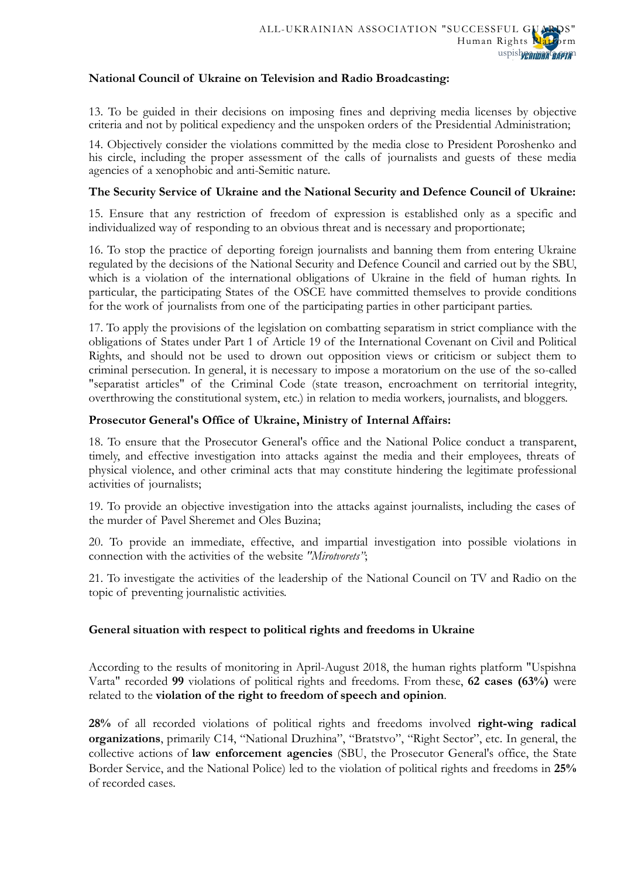**National Council of Ukraine on Television and Radio Broadcasting:**

13. To be guided in their decisions on imposing fines and depriving media licenses by objective criteria and not by political expediency and the unspoken orders of the Presidential Administration;

14. Objectively consider the violations committed by the media close to President Poroshenko and his circle, including the proper assessment of the calls of journalists and guests of these media agencies of a xenophobic and anti-Semitic nature.

**The Security Service of Ukraine and the National Security and Defence Council of Ukraine:**

15. Ensure that any restriction of freedom of expression is established only as a specific and individualized way of responding to an obvious threat and is necessary and proportionate;

16. To stop the practice of deporting foreign journalists and banning them from entering Ukraine regulated by the decisions of the National Security and Defence Council and carried out by the SBU, which is a violation of the international obligations of Ukraine in the field of human rights. In particular, the participating States of the OSCE have committed themselves to provide conditions for the work of journalists from one of the participating parties in other participant parties.

17. To apply the provisions of the legislation on combatting separatism in strict compliance with the obligations of States under Part 1 of Article 19 of the International Covenant on Civil and Political Rights, and should not be used to drown out opposition views or criticism or subject them to criminal persecution. In general, it is necessary to impose a moratorium on the use of the so-called "separatist articles" of the Criminal Code (state treason, encroachment on territorial integrity, overthrowing the constitutional system, etc.) in relation to media workers, journalists, and bloggers.

**Prosecutor General's Office of Ukraine, Ministry of Internal Affairs:**

18. To ensure that the Prosecutor General's office and the National Police conduct a transparent, timely, and effective investigation into attacks against the media and their employees, threats of physical violence, and other criminal acts that may constitute hindering the legitimate professional activities of journalists;

19. To provide an objective investigation into the attacks against journalists, including the cases of the murder of Pavel Sheremet and Oles Buzina;

20. To provide an immediate, effective, and impartial investigation into possible violations in connection with the activities of the website *"Mirotvorets"*;

21. To investigate the activities of the leadership of the National Council on TV and Radio on the topic of preventing journalistic activities.

## General situation with respect to political rights and freedoms in Ukraine

According to the results of monitoring in April-August 2018, the human rights platform "Uspishna Varta" recorded **99** violations of political rights and freedoms. From these, **62 cases (63%)** were related to the **violation of the right to freedom of speech and opinion**.

**28%** of all recorded violations of political rights and freedoms involved **right-wing radical organizations**, primarily C14, "National Druzhina", "Bratstvo", "Right Sector", etc. In general, the collective actions of **law enforcement agencies** (SBU, the Prosecutor General's office, the State Border Service, and the National Police) led to the violation of political rights and freedoms in **25%** of recorded cases.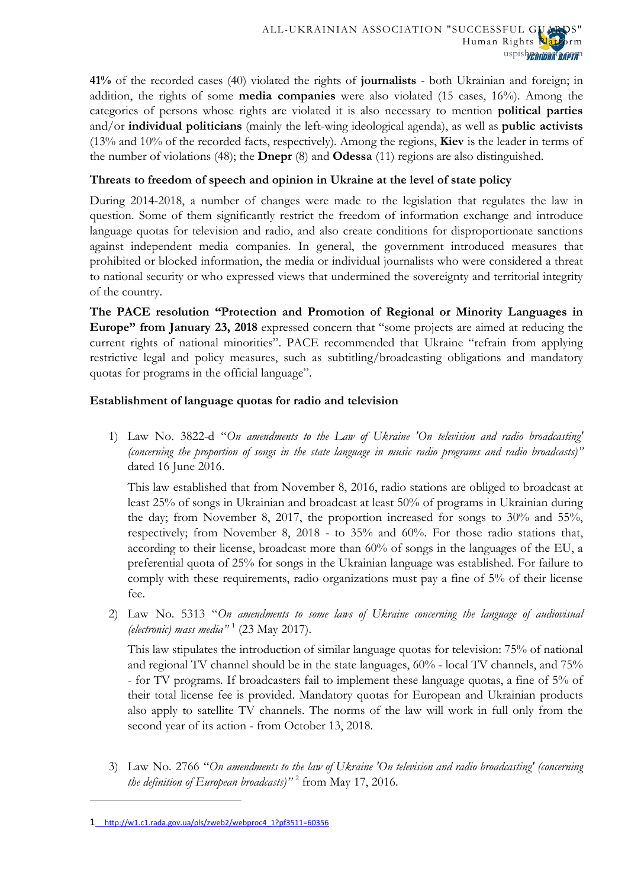**41%** of the recorded cases (40) violated the rights of **journalists** - both Ukrainian and foreign; in addition, the rights of some **media companies** were also violated (15 cases, 16%). Among the categories of persons whose rights are violated it is also necessary to mention **political parties** and/or **individual politicians** (mainly the left-wing ideological agenda), as well as **public activists** (13% and 10% of the recorded facts, respectively). Among the regions, **Kiev** is the leader in terms of the number of violations (48); the **Dnepr** (8) and **Odessa** (11) regions are also distinguished.

### Threats to freedom of speech and opinion in Ukraine at the level of state policy

During 2014-2018, a number of changes were made to the legislation that regulates the law in question. Some of them significantly restrict the freedom of information exchange and introduce language quotas for television and radio, and also create conditions for disproportionate sanctions against independent media companies. In general, the government introduced measures that prohibited or blocked information, the media or individual journalists who were considered a threat to national security or who expressed views that undermined the sovereignty and territorial integrity of the country.

**The PACE resolution "Protection and Promotion of Regional or Minority Languages in Europe" from January 23, 2018** expressed concern that "some projects are aimed at reducing the current rights of national minorities". PACE recommended that Ukraine "refrain from applying restrictive legal and policy measures, such as subtitling/broadcasting obligations and mandatory quotas for programs in the official language".

### Establishment of language quotas for radio and television

1) Law No. 3822-d "*On amendments to the Law of Ukraine 'On television and radio broadcasting' (concerning the proportion of songs in the state language in music radio programs and radio broadcasts)*" dated 16 June 2016.

   This law established that from November 8, 2016, radio stations are obliged to broadcast at least 25% of songs in Ukrainian and broadcast at least 50% of programs in Ukrainian during the day; from November 8, 2017, the proportion increased for songs to 30% and 55%, respectively; from November 8, 2018 - to 35% and 60%. For those radio stations that, according to their license, broadcast more than 60% of songs in the languages of the EU, a preferential quota of 25% for songs in the Ukrainian language was established. For failure to comply with these requirements, radio organizations must pay a fine of 5% of their license fee.

2) Law No. 5313 "*On amendments to some laws of Ukraine concerning the language of audiovisual (electronic) mass media*" [1] (23 May 2017).

   This law stipulates the introduction of similar language quotas for television: 75% of national and regional TV channel should be in the state languages, 60% - local TV channels, and 75% - for TV programs. If broadcasters fail to implement these language quotas, a fine of 5% of their total license fee is provided. Mandatory quotas for European and Ukrainian products also apply to satellite TV channels. The norms of the law will work in full only from the second year of its action - from October 13, 2018.

3) Law No. 2766 "*On amendments to the law of Ukraine 'On television and radio broadcasting' (concerning the definition of European broadcasts)*" [2] from May 17, 2016.

---

[1] http://w1.c1.rada.gov.ua/pls/zweb2/webproc4_1?pf3511=60356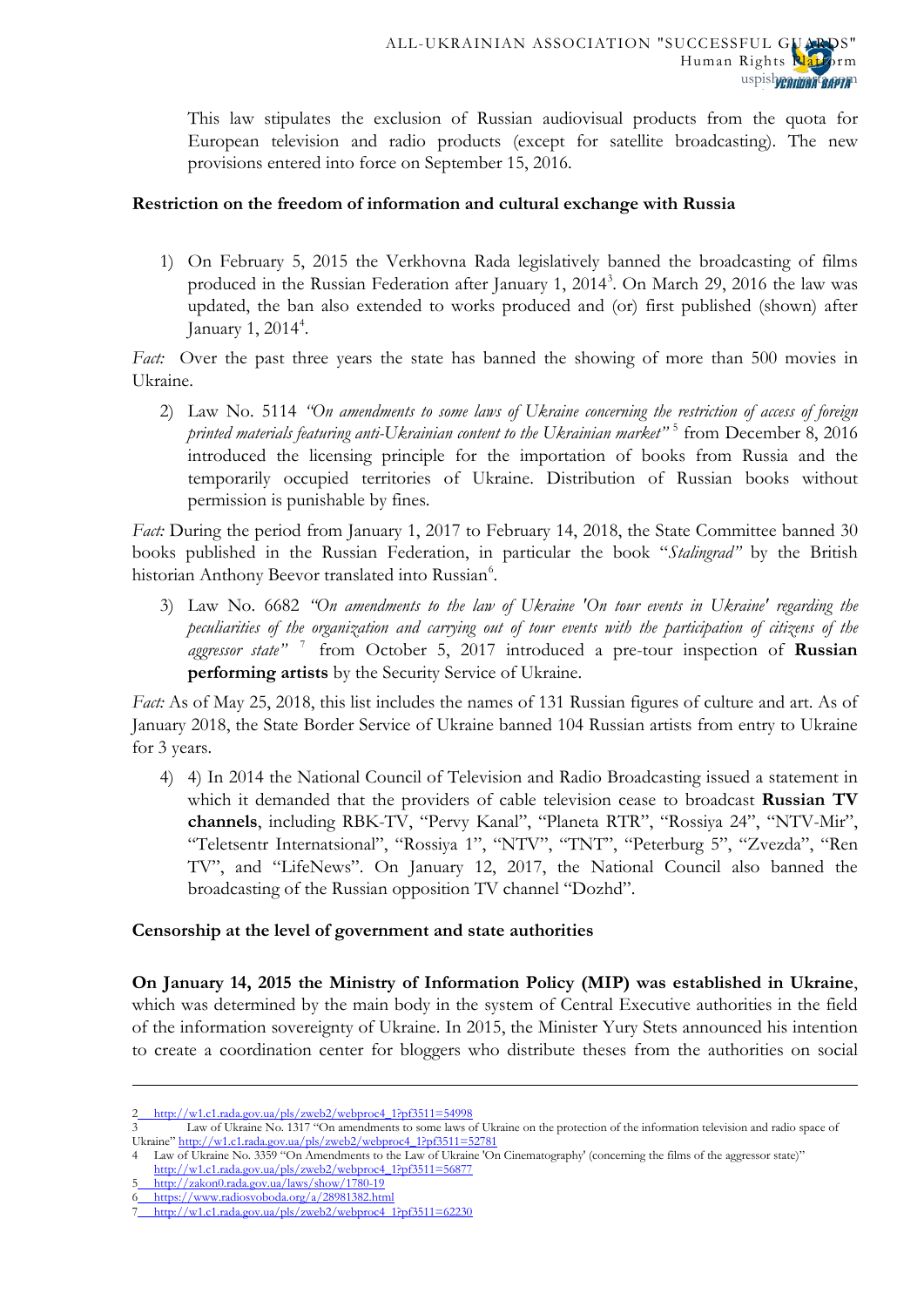This law stipulates the exclusion of Russian audiovisual products from the quota for European television and radio products (except for satellite broadcasting). The new provisions entered into force on September 15, 2016.

**Restriction on the freedom of information and cultural exchange with Russia**

1) On February 5, 2015 the Verkhovna Rada legislatively banned the broadcasting of films produced in the Russian Federation after January 1, 2014[3]. On March 29, 2016 the law was updated, the ban also extended to works produced and (or) first published (shown) after January 1, 2014[4].

*Fact:* Over the past three years the state has banned the showing of more than 500 movies in Ukraine.

2) Law No. 5114 *"On amendments to some laws of Ukraine concerning the restriction of access of foreign printed materials featuring anti-Ukrainian content to the Ukrainian market"* [5] from December 8, 2016 introduced the licensing principle for the importation of books from Russia and the temporarily occupied territories of Ukraine. Distribution of Russian books without permission is punishable by fines.

*Fact:* During the period from January 1, 2017 to February 14, 2018, the State Committee banned 30 books published in the Russian Federation, in particular the book "*Stalingrad"* by the British historian Anthony Beevor translated into Russian[6].

3) Law No. 6682 *"On amendments to the law of Ukraine 'On tour events in Ukraine' regarding the peculiarities of the organization and carrying out of tour events with the participation of citizens of the aggressor state"* [7] from October 5, 2017 introduced a pre-tour inspection of **Russian performing artists** by the Security Service of Ukraine.

*Fact:* As of May 25, 2018, this list includes the names of 131 Russian figures of culture and art. As of January 2018, the State Border Service of Ukraine banned 104 Russian artists from entry to Ukraine for 3 years.

4) 4) In 2014 the National Council of Television and Radio Broadcasting issued a statement in which it demanded that the providers of cable television cease to broadcast **Russian TV channels**, including RBK-TV, "Pervy Kanal", "Planeta RTR", "Rossiya 24", "NTV-Mir", "Teletsentr Internatsional", "Rossiya 1", "NTV", "TNT", "Peterburg 5", "Zvezda", "Ren TV", and "LifeNews". On January 12, 2017, the National Council also banned the broadcasting of the Russian opposition TV channel "Dozhd".

**Censorship at the level of government and state authorities**

**On January 14, 2015 the Ministry of Information Policy (MIP) was established in Ukraine**, which was determined by the main body in the system of Central Executive authorities in the field of the information sovereignty of Ukraine. In 2015, the Minister Yury Stets announced his intention to create a coordination center for bloggers who distribute theses from the authorities on social

---

2 http://w1.c1.rada.gov.ua/pls/zweb2/webproc4_1?pf3511=54998

3 Law of Ukraine No. 1317 "On amendments to some laws of Ukraine on the protection of the information television and radio space of Ukraine" http://w1.c1.rada.gov.ua/pls/zweb2/webproc4_1?pf3511=52781

4 Law of Ukraine No. 3359 "On Amendments to the Law of Ukraine 'On Cinematography' (concerning the films of the aggressor state)" http://w1.c1.rada.gov.ua/pls/zweb2/webproc4_1?pf3511=56877

5 http://zakon0.rada.gov.ua/laws/show/1780-19

6 https://www.radiosvoboda.org/a/28981382.html

7 http://w1.c1.rada.gov.ua/pls/zweb2/webproc4_1?pf3511=62230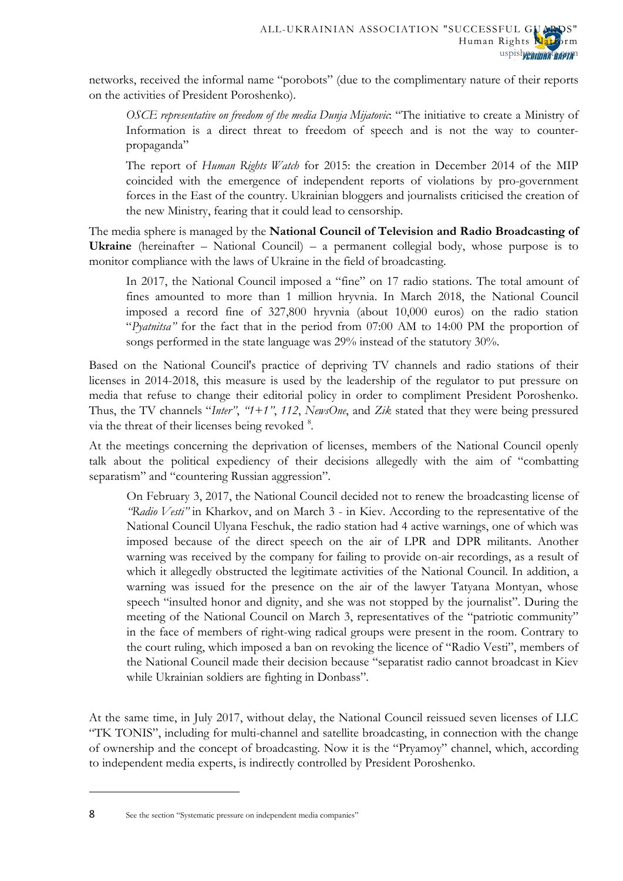networks, received the informal name "porobots" (due to the complimentary nature of their reports on the activities of President Poroshenko).

> *OSCE representative on freedom of the media Dunja Mijatovic*: "The initiative to create a Ministry of Information is a direct threat to freedom of speech and is not the way to counter-propaganda"
>
> The report of *Human Rights Watch* for 2015: the creation in December 2014 of the MIP coincided with the emergence of independent reports of violations by pro-government forces in the East of the country. Ukrainian bloggers and journalists criticised the creation of the new Ministry, fearing that it could lead to censorship.

The media sphere is managed by the **National Council of Television and Radio Broadcasting of Ukraine** (hereinafter – National Council) – a permanent collegial body, whose purpose is to monitor compliance with the laws of Ukraine in the field of broadcasting.

> In 2017, the National Council imposed a "fine" on 17 radio stations. The total amount of fines amounted to more than 1 million hryvnia. In March 2018, the National Council imposed a record fine of 327,800 hryvnia (about 10,000 euros) on the radio station "*Pyatnitsa"* for the fact that in the period from 07:00 AM to 14:00 PM the proportion of songs performed in the state language was 29% instead of the statutory 30%.

Based on the National Council's practice of depriving TV channels and radio stations of their licenses in 2014-2018, this measure is used by the leadership of the regulator to put pressure on media that refuse to change their editorial policy in order to compliment President Poroshenko. Thus, the TV channels "*Inter"*, *"1+1"*, *112*, *NewsOne*, and *Zik* stated that they were being pressured via the threat of their licenses being revoked [8].

At the meetings concerning the deprivation of licenses, members of the National Council openly talk about the political expediency of their decisions allegedly with the aim of "combatting separatism" and "countering Russian aggression".

> On February 3, 2017, the National Council decided not to renew the broadcasting license of *"Radio Vesti"* in Kharkov, and on March 3 - in Kiev. According to the representative of the National Council Ulyana Feschuk, the radio station had 4 active warnings, one of which was imposed because of the direct speech on the air of LPR and DPR militants. Another warning was received by the company for failing to provide on-air recordings, as a result of which it allegedly obstructed the legitimate activities of the National Council. In addition, a warning was issued for the presence on the air of the lawyer Tatyana Montyan, whose speech "insulted honor and dignity, and she was not stopped by the journalist". During the meeting of the National Council on March 3, representatives of the "patriotic community" in the face of members of right-wing radical groups were present in the room. Contrary to the court ruling, which imposed a ban on revoking the licence of "Radio Vesti", members of the National Council made their decision because "separatist radio cannot broadcast in Kiev while Ukrainian soldiers are fighting in Donbass".

At the same time, in July 2017, without delay, the National Council reissued seven licenses of LLC "TK TONIS", including for multi-channel and satellite broadcasting, in connection with the change of ownership and the concept of broadcasting. Now it is the "Pryamoy" channel, which, according to independent media experts, is indirectly controlled by President Poroshenko.

---

8 See the section "Systematic pressure on independent media companies"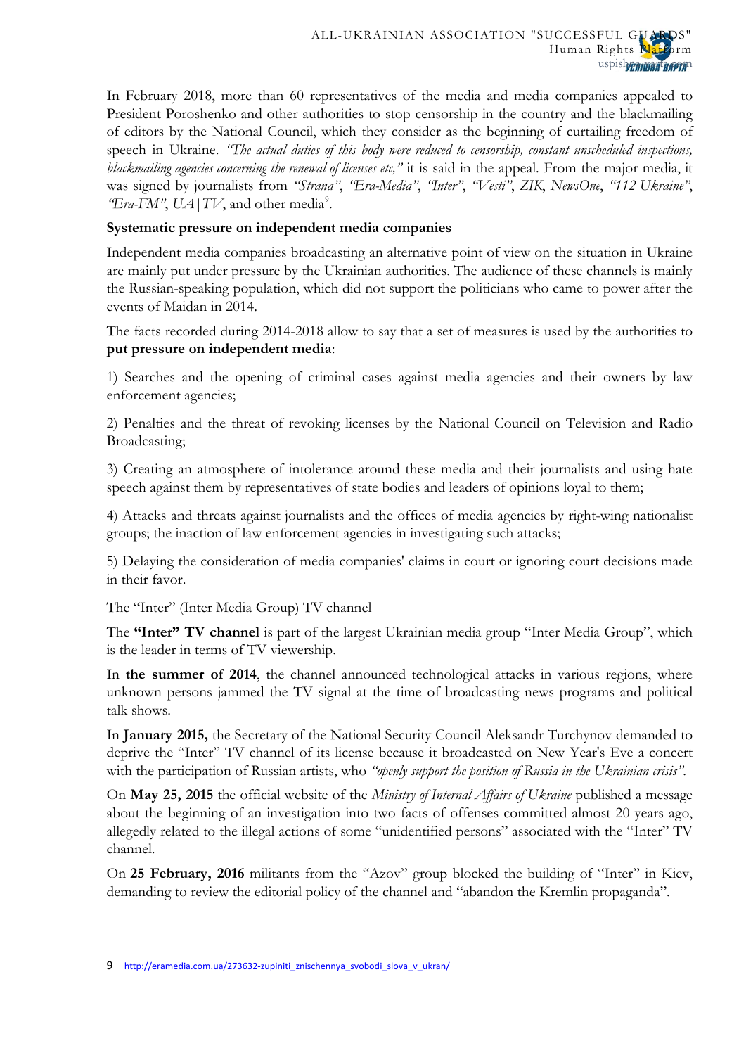In February 2018, more than 60 representatives of the media and media companies appealed to President Poroshenko and other authorities to stop censorship in the country and the blackmailing of editors by the National Council, which they consider as the beginning of curtailing freedom of speech in Ukraine. *"The actual duties of this body were reduced to censorship, constant unscheduled inspections, blackmailing agencies concerning the renewal of licenses etc,"* it is said in the appeal. From the major media, it was signed by journalists from *"Strana"*, *"Era-Media"*, *"Inter"*, *"Vesti"*, *ZIK*, *NewsOne*, *"112 Ukraine"*, *"Era-FM"*, *UA|TV*, and other media[9].

**Systematic pressure on independent media companies**

Independent media companies broadcasting an alternative point of view on the situation in Ukraine are mainly put under pressure by the Ukrainian authorities. The audience of these channels is mainly the Russian-speaking population, which did not support the politicians who came to power after the events of Maidan in 2014.

The facts recorded during 2014-2018 allow to say that a set of measures is used by the authorities to **put pressure on independent media**:

1) Searches and the opening of criminal cases against media agencies and their owners by law enforcement agencies;

2) Penalties and the threat of revoking licenses by the National Council on Television and Radio Broadcasting;

3) Creating an atmosphere of intolerance around these media and their journalists and using hate speech against them by representatives of state bodies and leaders of opinions loyal to them;

4) Attacks and threats against journalists and the offices of media agencies by right-wing nationalist groups; the inaction of law enforcement agencies in investigating such attacks;

5) Delaying the consideration of media companies' claims in court or ignoring court decisions made in their favor.

The "Inter" (Inter Media Group) TV channel

The **"Inter" TV channel** is part of the largest Ukrainian media group "Inter Media Group", which is the leader in terms of TV viewership.

In **the summer of 2014**, the channel announced technological attacks in various regions, where unknown persons jammed the TV signal at the time of broadcasting news programs and political talk shows.

In **January 2015,** the Secretary of the National Security Council Aleksandr Turchynov demanded to deprive the "Inter" TV channel of its license because it broadcasted on New Year's Eve a concert with the participation of Russian artists, who *"openly support the position of Russia in the Ukrainian crisis"*.

On **May 25, 2015** the official website of the *Ministry of Internal Affairs of Ukraine* published a message about the beginning of an investigation into two facts of offenses committed almost 20 years ago, allegedly related to the illegal actions of some "unidentified persons" associated with the "Inter" TV channel.

On **25 February, 2016** militants from the "Azov" group blocked the building of "Inter" in Kiev, demanding to review the editorial policy of the channel and "abandon the Kremlin propaganda".

---

9 http://eramedia.com.ua/273632-zupiniti_znischennya_svobodi_slova_v_ukran/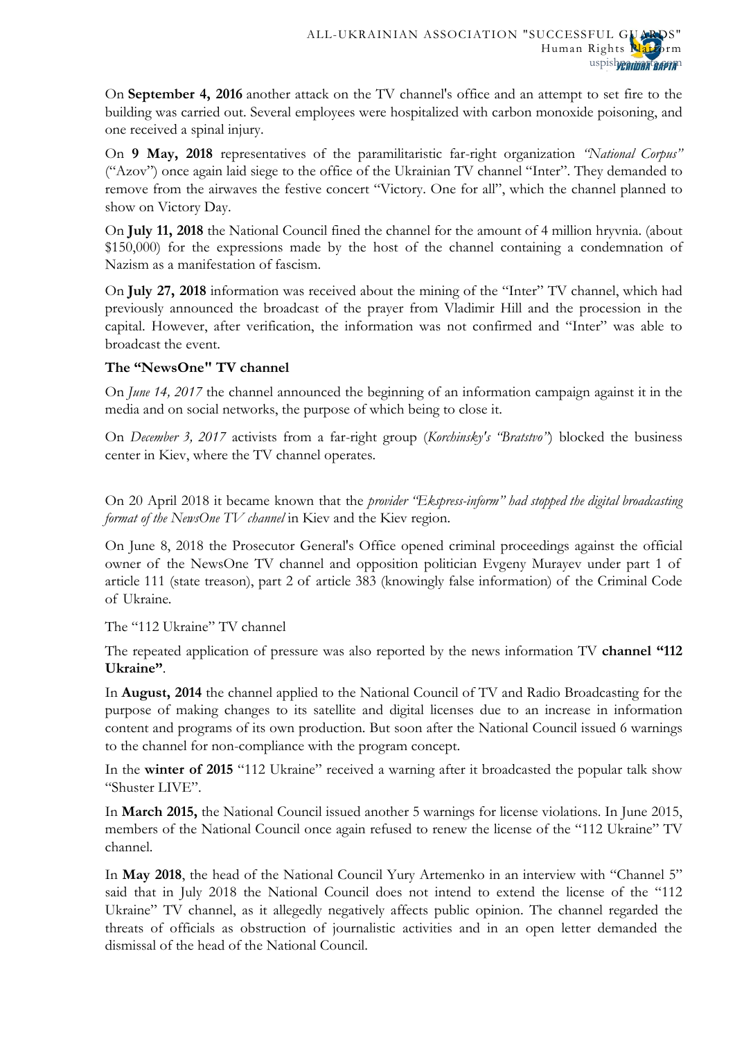On **September 4, 2016** another attack on the TV channel's office and an attempt to set fire to the building was carried out. Several employees were hospitalized with carbon monoxide poisoning, and one received a spinal injury.

On **9 May, 2018** representatives of the paramilitaristic far-right organization *"National Corpus"* ("Azov") once again laid siege to the office of the Ukrainian TV channel "Inter". They demanded to remove from the airwaves the festive concert "Victory. One for all", which the channel planned to show on Victory Day.

On **July 11, 2018** the National Council fined the channel for the amount of 4 million hryvnia. (about $150,000) for the expressions made by the host of the channel containing a condemnation of Nazism as a manifestation of fascism.

On **July 27, 2018** information was received about the mining of the "Inter" TV channel, which had previously announced the broadcast of the prayer from Vladimir Hill and the procession in the capital. However, after verification, the information was not confirmed and "Inter" was able to broadcast the event.

**The "NewsOne" TV channel**

On *June 14, 2017* the channel announced the beginning of an information campaign against it in the media and on social networks, the purpose of which being to close it.

On *December 3, 2017* activists from a far-right group (*Korchinsky's "Bratstvo"*) blocked the business center in Kiev, where the TV channel operates.

On 20 April 2018 it became known that the *provider "Ekspress-inform" had stopped the digital broadcasting format of the NewsOne TV channel* in Kiev and the Kiev region.

On June 8, 2018 the Prosecutor General's Office opened criminal proceedings against the official owner of the NewsOne TV channel and opposition politician Evgeny Murayev under part 1 of article 111 (state treason), part 2 of article 383 (knowingly false information) of the Criminal Code of Ukraine.

The "112 Ukraine" TV channel

The repeated application of pressure was also reported by the news information TV **channel "112 Ukraine"**.

In **August, 2014** the channel applied to the National Council of TV and Radio Broadcasting for the purpose of making changes to its satellite and digital licenses due to an increase in information content and programs of its own production. But soon after the National Council issued 6 warnings to the channel for non-compliance with the program concept.

In the **winter of 2015** "112 Ukraine" received a warning after it broadcasted the popular talk show "Shuster LIVE".

In **March 2015,** the National Council issued another 5 warnings for license violations. In June 2015, members of the National Council once again refused to renew the license of the "112 Ukraine" TV channel.

In **May 2018**, the head of the National Council Yury Artemenko in an interview with "Channel 5" said that in July 2018 the National Council does not intend to extend the license of the "112 Ukraine" TV channel, as it allegedly negatively affects public opinion. The channel regarded the threats of officials as obstruction of journalistic activities and in an open letter demanded the dismissal of the head of the National Council.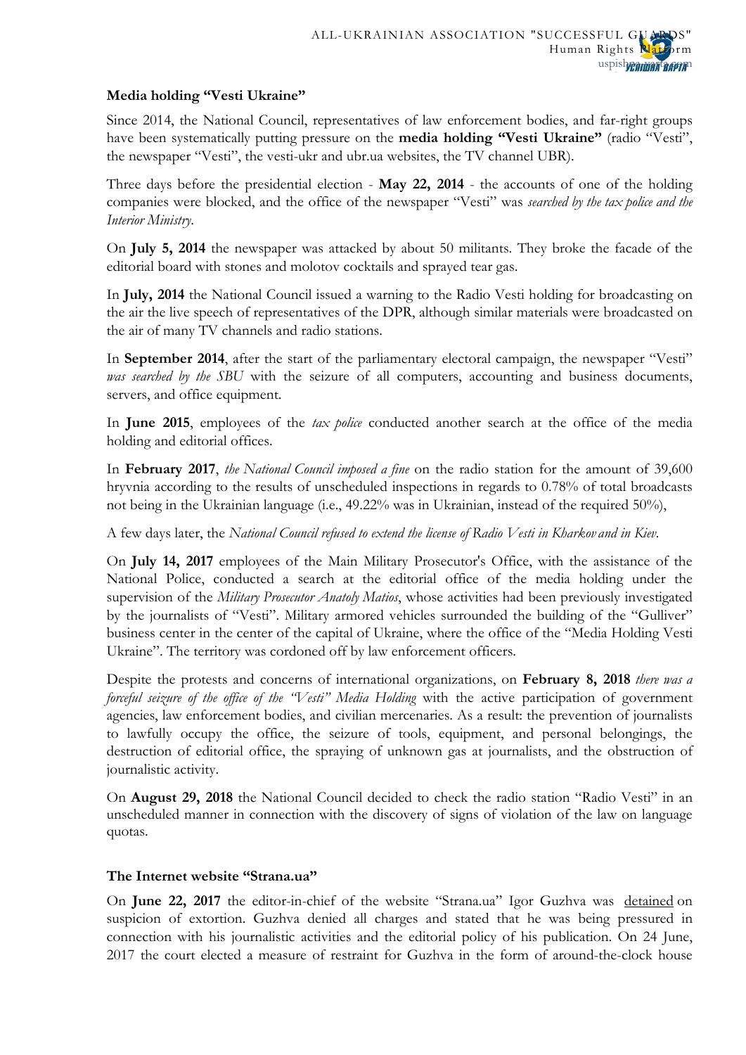**Media holding "Vesti Ukraine"**

Since 2014, the National Council, representatives of law enforcement bodies, and far-right groups have been systematically putting pressure on the **media holding "Vesti Ukraine"** (radio "Vesti", the newspaper "Vesti", the vesti-ukr and ubr.ua websites, the TV channel UBR).

Three days before the presidential election - **May 22, 2014** - the accounts of one of the holding companies were blocked, and the office of the newspaper "Vesti" was *searched by the tax police and the Interior Ministry*.

On **July 5, 2014** the newspaper was attacked by about 50 militants. They broke the facade of the editorial board with stones and molotov cocktails and sprayed tear gas.

In **July, 2014** the National Council issued a warning to the Radio Vesti holding for broadcasting on the air the live speech of representatives of the DPR, although similar materials were broadcasted on the air of many TV channels and radio stations.

In **September 2014**, after the start of the parliamentary electoral campaign, the newspaper "Vesti" *was searched by the SBU* with the seizure of all computers, accounting and business documents, servers, and office equipment.

In **June 2015**, employees of the *tax police* conducted another search at the office of the media holding and editorial offices.

In **February 2017**, *the National Council imposed a fine* on the radio station for the amount of 39,600 hryvnia according to the results of unscheduled inspections in regards to 0.78% of total broadcasts not being in the Ukrainian language (i.e., 49.22% was in Ukrainian, instead of the required 50%),

A few days later, the *National Council refused to extend the license of Radio Vesti in Kharkov and in Kiev*.

On **July 14, 2017** employees of the Main Military Prosecutor's Office, with the assistance of the National Police, conducted a search at the editorial office of the media holding under the supervision of the *Military Prosecutor Anatoly Matios*, whose activities had been previously investigated by the journalists of "Vesti". Military armored vehicles surrounded the building of the "Gulliver" business center in the center of the capital of Ukraine, where the office of the "Media Holding Vesti Ukraine". The territory was cordoned off by law enforcement officers.

Despite the protests and concerns of international organizations, on **February 8, 2018** *there was a forceful seizure of the office of the "Vesti" Media Holding* with the active participation of government agencies, law enforcement bodies, and civilian mercenaries. As a result: the prevention of journalists to lawfully occupy the office, the seizure of tools, equipment, and personal belongings, the destruction of editorial office, the spraying of unknown gas at journalists, and the obstruction of journalistic activity.

On **August 29, 2018** the National Council decided to check the radio station "Radio Vesti" in an unscheduled manner in connection with the discovery of signs of violation of the law on language quotas.

**The Internet website "Strana.ua"**

On **June 22, 2017** the editor-in-chief of the website "Strana.ua" Igor Guzhva was detained on suspicion of extortion. Guzhva denied all charges and stated that he was being pressured in connection with his journalistic activities and the editorial policy of his publication. On 24 June, 2017 the court elected a measure of restraint for Guzhva in the form of around-the-clock house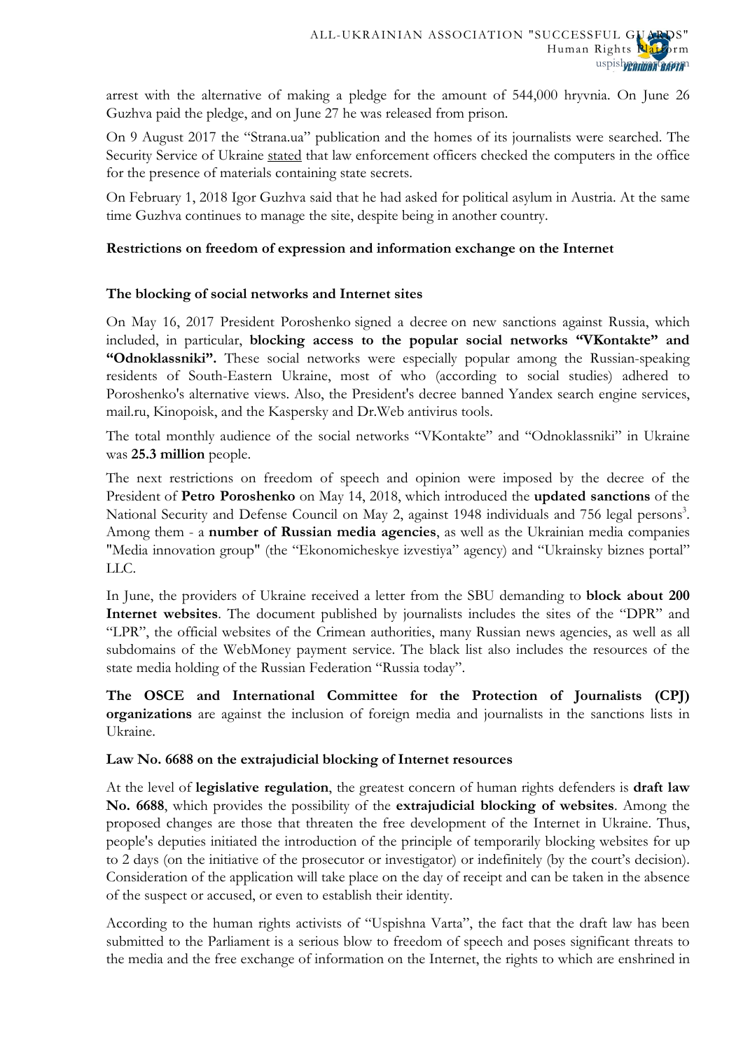arrest with the alternative of making a pledge for the amount of 544,000 hryvnia. On June 26 Guzhva paid the pledge, and on June 27 he was released from prison.

On 9 August 2017 the "Strana.ua" publication and the homes of its journalists were searched. The Security Service of Ukraine stated that law enforcement officers checked the computers in the office for the presence of materials containing state secrets.

On February 1, 2018 Igor Guzhva said that he had asked for political asylum in Austria. At the same time Guzhva continues to manage the site, despite being in another country.

**Restrictions on freedom of expression and information exchange on the Internet**

**The blocking of social networks and Internet sites**

On May 16, 2017 President Poroshenko signed a decree on new sanctions against Russia, which included, in particular, **blocking access to the popular social networks "VKontakte" and "Odnoklassniki".** These social networks were especially popular among the Russian-speaking residents of South-Eastern Ukraine, most of who (according to social studies) adhered to Poroshenko's alternative views. Also, the President's decree banned Yandex search engine services, mail.ru, Kinopoisk, and the Kaspersky and Dr.Web antivirus tools.

The total monthly audience of the social networks "VKontakte" and "Odnoklassniki" in Ukraine was **25.3 million** people.

The next restrictions on freedom of speech and opinion were imposed by the decree of the President of **Petro Poroshenko** on May 14, 2018, which introduced the **updated sanctions** of the National Security and Defense Council on May 2, against 1948 individuals and 756 legal persons[3]. Among them - a **number of Russian media agencies**, as well as the Ukrainian media companies "Media innovation group" (the "Ekonomicheskye izvestiya" agency) and "Ukrainsky biznes portal" LLC.

In June, the providers of Ukraine received a letter from the SBU demanding to **block about 200 Internet websites**. The document published by journalists includes the sites of the "DPR" and "LPR", the official websites of the Crimean authorities, many Russian news agencies, as well as all subdomains of the WebMoney payment service. The black list also includes the resources of the state media holding of the Russian Federation "Russia today".

**The OSCE and International Committee for the Protection of Journalists (CPJ) organizations** are against the inclusion of foreign media and journalists in the sanctions lists in Ukraine.

**Law No. 6688 on the extrajudicial blocking of Internet resources**

At the level of **legislative regulation**, the greatest concern of human rights defenders is **draft law No. 6688**, which provides the possibility of the **extrajudicial blocking of websites**. Among the proposed changes are those that threaten the free development of the Internet in Ukraine. Thus, people's deputies initiated the introduction of the principle of temporarily blocking websites for up to 2 days (on the initiative of the prosecutor or investigator) or indefinitely (by the court's decision). Consideration of the application will take place on the day of receipt and can be taken in the absence of the suspect or accused, or even to establish their identity.

According to the human rights activists of "Uspishna Varta", the fact that the draft law has been submitted to the Parliament is a serious blow to freedom of speech and poses significant threats to the media and the free exchange of information on the Internet, the rights to which are enshrined in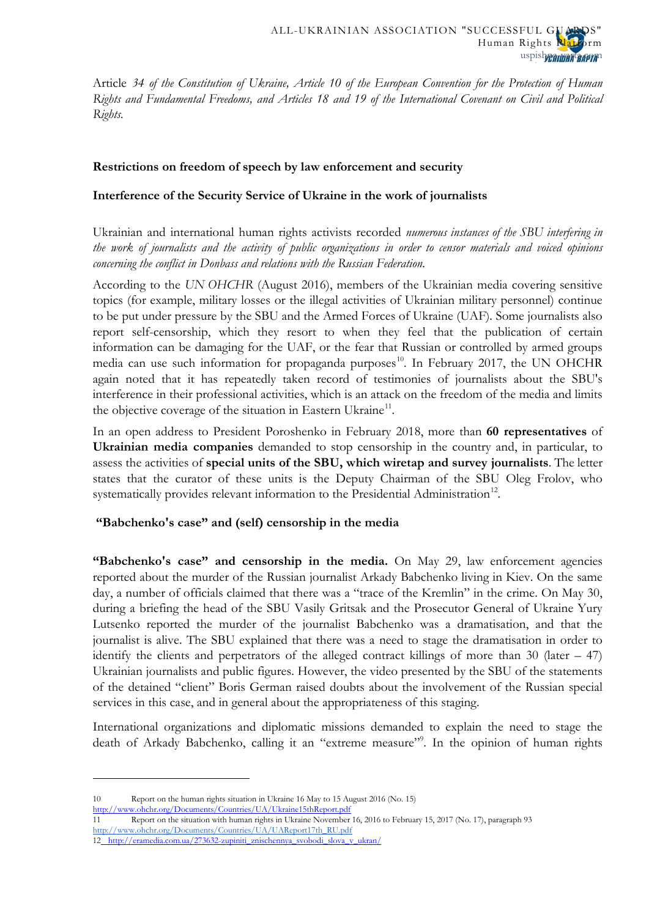Article *34 of the Constitution of Ukraine, Article 10 of the European Convention for the Protection of Human Rights and Fundamental Freedoms, and Articles 18 and 19 of the International Covenant on Civil and Political Rights.*

**Restrictions on freedom of speech by law enforcement and security**

**Interference of the Security Service of Ukraine in the work of journalists**

Ukrainian and international human rights activists recorded *numerous instances of the SBU interfering in the work of journalists and the activity of public organizations in order to censor materials and voiced opinions concerning the conflict in Donbass and relations with the Russian Federation.*

According to the *UN OHCHR* (August 2016), members of the Ukrainian media covering sensitive topics (for example, military losses or the illegal activities of Ukrainian military personnel) continue to be put under pressure by the SBU and the Armed Forces of Ukraine (UAF). Some journalists also report self-censorship, which they resort to when they feel that the publication of certain information can be damaging for the UAF, or the fear that Russian or controlled by armed groups media can use such information for propaganda purposes[10]. In February 2017, the UN OHCHR again noted that it has repeatedly taken record of testimonies of journalists about the SBU's interference in their professional activities, which is an attack on the freedom of the media and limits the objective coverage of the situation in Eastern Ukraine[11].

In an open address to President Poroshenko in February 2018, more than **60 representatives** of **Ukrainian media companies** demanded to stop censorship in the country and, in particular, to assess the activities of **special units of the SBU, which wiretap and survey journalists**. The letter states that the curator of these units is the Deputy Chairman of the SBU Oleg Frolov, who systematically provides relevant information to the Presidential Administration[12].

**"Babchenko's case" and (self) censorship in the media**

**"Babchenko's case" and censorship in the media.** On May 29, law enforcement agencies reported about the murder of the Russian journalist Arkady Babchenko living in Kiev. On the same day, a number of officials claimed that there was a "trace of the Kremlin" in the crime. On May 30, during a briefing the head of the SBU Vasily Gritsak and the Prosecutor General of Ukraine Yury Lutsenko reported the murder of the journalist Babchenko was a dramatisation, and that the journalist is alive. The SBU explained that there was a need to stage the dramatisation in order to identify the clients and perpetrators of the alleged contract killings of more than 30 (later – 47) Ukrainian journalists and public figures. However, the video presented by the SBU of the statements of the detained "client" Boris German raised doubts about the involvement of the Russian special services in this case, and in general about the appropriateness of this staging.

International organizations and diplomatic missions demanded to explain the need to stage the death of Arkady Babchenko, calling it an "extreme measure"[9]. In the opinion of human rights

---

10 Report on the human rights situation in Ukraine 16 May to 15 August 2016 (No. 15) http://www.ohchr.org/Documents/Countries/UA/Ukraine15thReport.pdf

11 Report on the situation with human rights in Ukraine November 16, 2016 to February 15, 2017 (No. 17), paragraph 93 http://www.ohchr.org/Documents/Countries/UA/UAReport17th_RU.pdf

12 http://eramedia.com.ua/273632-zupiniti_znischennya_svobodi_slova_v_ukran/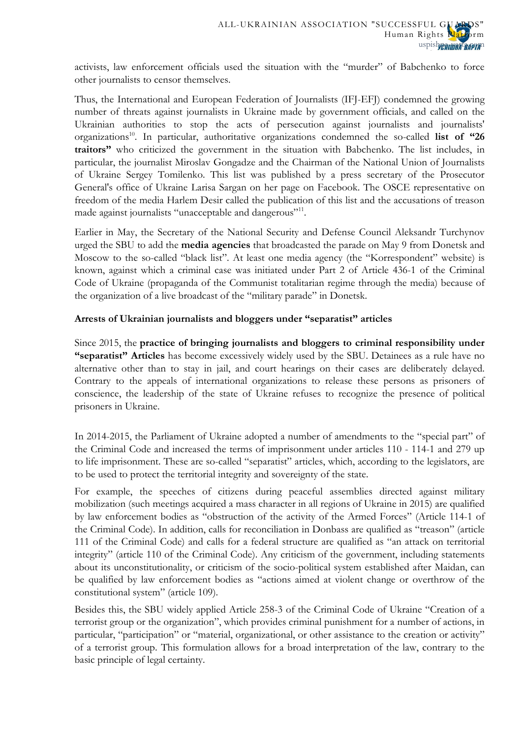activists, law enforcement officials used the situation with the "murder" of Babchenko to force other journalists to censor themselves.

Thus, the International and European Federation of Journalists (IFJ-EFJ) condemned the growing number of threats against journalists in Ukraine made by government officials, and called on the Ukrainian authorities to stop the acts of persecution against journalists and journalists' organizations[10]. In particular, authoritative organizations condemned the so-called **list of "26 traitors"** who criticized the government in the situation with Babchenko. The list includes, in particular, the journalist Miroslav Gongadze and the Chairman of the National Union of Journalists of Ukraine Sergey Tomilenko. This list was published by a press secretary of the Prosecutor General's office of Ukraine Larisa Sargan on her page on Facebook. The OSCE representative on freedom of the media Harlem Desir called the publication of this list and the accusations of treason made against journalists "unacceptable and dangerous"[11].

Earlier in May, the Secretary of the National Security and Defense Council Aleksandr Turchynov urged the SBU to add the **media agencies** that broadcasted the parade on May 9 from Donetsk and Moscow to the so-called "black list". At least one media agency (the "Korrespondent" website) is known, against which a criminal case was initiated under Part 2 of Article 436-1 of the Criminal Code of Ukraine (propaganda of the Communist totalitarian regime through the media) because of the organization of a live broadcast of the "military parade" in Donetsk.

**Arrests of Ukrainian journalists and bloggers under "separatist" articles**

Since 2015, the **practice of bringing journalists and bloggers to criminal responsibility under "separatist" Articles** has become excessively widely used by the SBU. Detainees as a rule have no alternative other than to stay in jail, and court hearings on their cases are deliberately delayed. Contrary to the appeals of international organizations to release these persons as prisoners of conscience, the leadership of the state of Ukraine refuses to recognize the presence of political prisoners in Ukraine.

In 2014-2015, the Parliament of Ukraine adopted a number of amendments to the "special part" of the Criminal Code and increased the terms of imprisonment under articles 110 - 114-1 and 279 up to life imprisonment. These are so-called "separatist" articles, which, according to the legislators, are to be used to protect the territorial integrity and sovereignty of the state.

For example, the speeches of citizens during peaceful assemblies directed against military mobilization (such meetings acquired a mass character in all regions of Ukraine in 2015) are qualified by law enforcement bodies as "obstruction of the activity of the Armed Forces" (Article 114-1 of the Criminal Code). In addition, calls for reconciliation in Donbass are qualified as "treason" (article 111 of the Criminal Code) and calls for a federal structure are qualified as "an attack on territorial integrity" (article 110 of the Criminal Code). Any criticism of the government, including statements about its unconstitutionality, or criticism of the socio-political system established after Maidan, can be qualified by law enforcement bodies as "actions aimed at violent change or overthrow of the constitutional system" (article 109).

Besides this, the SBU widely applied Article 258-3 of the Criminal Code of Ukraine "Creation of a terrorist group or the organization", which provides criminal punishment for a number of actions, in particular, "participation" or "material, organizational, or other assistance to the creation or activity" of a terrorist group. This formulation allows for a broad interpretation of the law, contrary to the basic principle of legal certainty.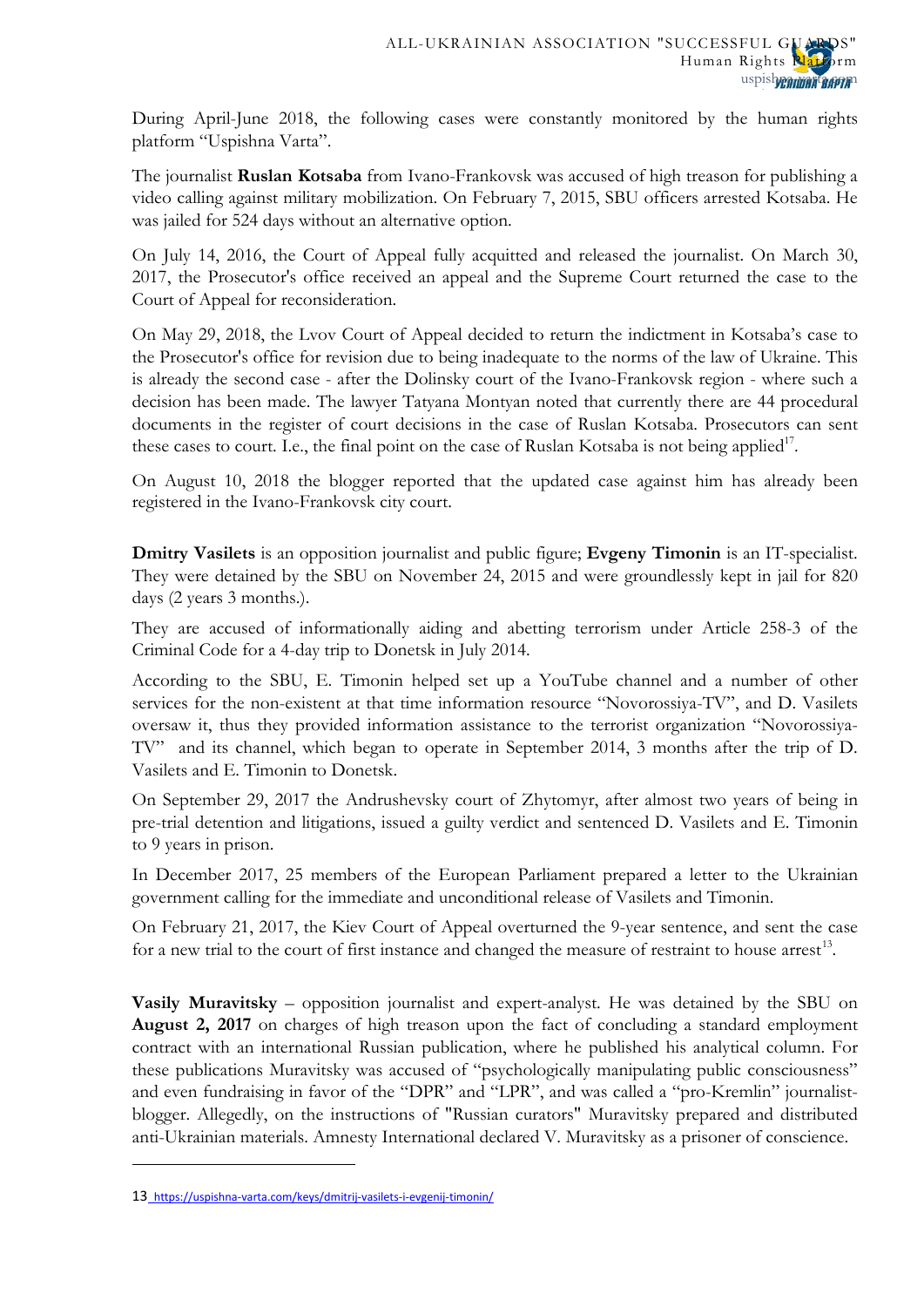During April-June 2018, the following cases were constantly monitored by the human rights platform "Uspishna Varta".

The journalist **Ruslan Kotsaba** from Ivano-Frankovsk was accused of high treason for publishing a video calling against military mobilization. On February 7, 2015, SBU officers arrested Kotsaba. He was jailed for 524 days without an alternative option.

On July 14, 2016, the Court of Appeal fully acquitted and released the journalist. On March 30, 2017, the Prosecutor's office received an appeal and the Supreme Court returned the case to the Court of Appeal for reconsideration.

On May 29, 2018, the Lvov Court of Appeal decided to return the indictment in Kotsaba's case to the Prosecutor's office for revision due to being inadequate to the norms of the law of Ukraine. This is already the second case - after the Dolinsky court of the Ivano-Frankovsk region - where such a decision has been made. The lawyer Tatyana Montyan noted that currently there are 44 procedural documents in the register of court decisions in the case of Ruslan Kotsaba. Prosecutors can sent these cases to court. I.e., the final point on the case of Ruslan Kotsaba is not being applied[17].

On August 10, 2018 the blogger reported that the updated case against him has already been registered in the Ivano-Frankovsk city court.

**Dmitry Vasilets** is an opposition journalist and public figure; **Evgeny Timonin** is an IT-specialist. They were detained by the SBU on November 24, 2015 and were groundlessly kept in jail for 820 days (2 years 3 months.).

They are accused of informationally aiding and abetting terrorism under Article 258-3 of the Criminal Code for a 4-day trip to Donetsk in July 2014.

According to the SBU, E. Timonin helped set up a YouTube channel and a number of other services for the non-existent at that time information resource "Novorossiya-TV", and D. Vasilets oversaw it, thus they provided information assistance to the terrorist organization "Novorossiya-TV" and its channel, which began to operate in September 2014, 3 months after the trip of D. Vasilets and E. Timonin to Donetsk.

On September 29, 2017 the Andrushevsky court of Zhytomyr, after almost two years of being in pre-trial detention and litigations, issued a guilty verdict and sentenced D. Vasilets and E. Timonin to 9 years in prison.

In December 2017, 25 members of the European Parliament prepared a letter to the Ukrainian government calling for the immediate and unconditional release of Vasilets and Timonin.

On February 21, 2017, the Kiev Court of Appeal overturned the 9-year sentence, and sent the case for a new trial to the court of first instance and changed the measure of restraint to house arrest[13].

**Vasily Muravitsky** – opposition journalist and expert-analyst. He was detained by the SBU on **August 2, 2017** on charges of high treason upon the fact of concluding a standard employment contract with an international Russian publication, where he published his analytical column. For these publications Muravitsky was accused of "psychologically manipulating public consciousness" and even fundraising in favor of the "DPR" and "LPR", and was called a "pro-Kremlin" journalist-blogger. Allegedly, on the instructions of "Russian curators" Muravitsky prepared and distributed anti-Ukrainian materials. Amnesty International declared V. Muravitsky as a prisoner of conscience.

---

13 https://uspishna-varta.com/keys/dmitrij-vasilets-i-evgenij-timonin/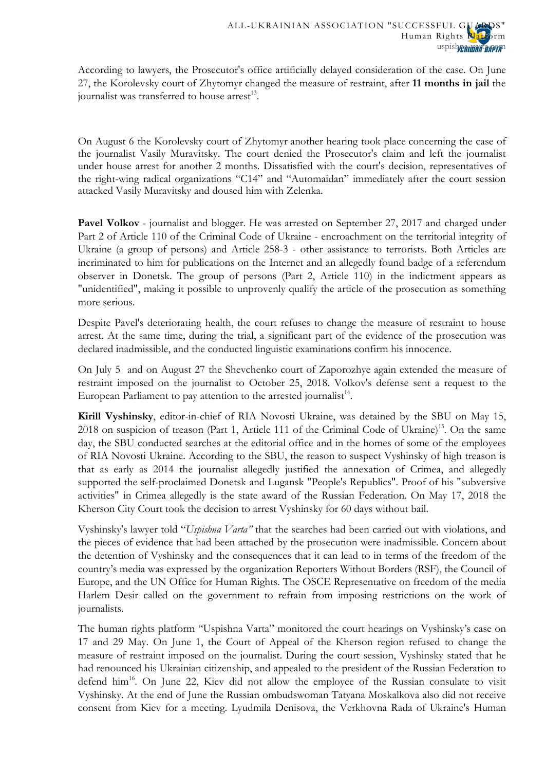According to lawyers, the Prosecutor's office artificially delayed consideration of the case. On June 27, the Korolevsky court of Zhytomyr changed the measure of restraint, after **11 months in jail** the journalist was transferred to house arrest[13].

On August 6 the Korolevsky court of Zhytomyr another hearing took place concerning the case of the journalist Vasily Muravitsky. The court denied the Prosecutor's claim and left the journalist under house arrest for another 2 months. Dissatisfied with the court's decision, representatives of the right-wing radical organizations "C14" and "Automaidan" immediately after the court session attacked Vasily Muravitsky and doused him with Zelenka.

**Pavel Volkov** - journalist and blogger. He was arrested on September 27, 2017 and charged under Part 2 of Article 110 of the Criminal Code of Ukraine - encroachment on the territorial integrity of Ukraine (a group of persons) and Article 258-3 - other assistance to terrorists. Both Articles are incriminated to him for publications on the Internet and an allegedly found badge of a referendum observer in Donetsk. The group of persons (Part 2, Article 110) in the indictment appears as "unidentified", making it possible to unprovenly qualify the article of the prosecution as something more serious.

Despite Pavel's deteriorating health, the court refuses to change the measure of restraint to house arrest. At the same time, during the trial, a significant part of the evidence of the prosecution was declared inadmissible, and the conducted linguistic examinations confirm his innocence.

On July 5 and on August 27 the Shevchenko court of Zaporozhye again extended the measure of restraint imposed on the journalist to October 25, 2018. Volkov's defense sent a request to the European Parliament to pay attention to the arrested journalist[14].

**Kirill Vyshinsky**, editor-in-chief of RIA Novosti Ukraine, was detained by the SBU on May 15, 2018 on suspicion of treason (Part 1, Article 111 of the Criminal Code of Ukraine)[15]. On the same day, the SBU conducted searches at the editorial office and in the homes of some of the employees of RIA Novosti Ukraine. According to the SBU, the reason to suspect Vyshinsky of high treason is that as early as 2014 the journalist allegedly justified the annexation of Crimea, and allegedly supported the self-proclaimed Donetsk and Lugansk "People's Republics". Proof of his "subversive activities" in Crimea allegedly is the state award of the Russian Federation. On May 17, 2018 the Kherson City Court took the decision to arrest Vyshinsky for 60 days without bail.

Vyshinsky's lawyer told "*Uspishna Varta"* that the searches had been carried out with violations, and the pieces of evidence that had been attached by the prosecution were inadmissible. Concern about the detention of Vyshinsky and the consequences that it can lead to in terms of the freedom of the country's media was expressed by the organization Reporters Without Borders (RSF), the Council of Europe, and the UN Office for Human Rights. The OSCE Representative on freedom of the media Harlem Desir called on the government to refrain from imposing restrictions on the work of journalists.

The human rights platform "Uspishna Varta" monitored the court hearings on Vyshinsky's case on 17 and 29 May. On June 1, the Court of Appeal of the Kherson region refused to change the measure of restraint imposed on the journalist. During the court session, Vyshinsky stated that he had renounced his Ukrainian citizenship, and appealed to the president of the Russian Federation to defend him[16]. On June 22, Kiev did not allow the employee of the Russian consulate to visit Vyshinsky. At the end of June the Russian ombudswoman Tatyana Moskalkova also did not receive consent from Kiev for a meeting. Lyudmila Denisova, the Verkhovna Rada of Ukraine's Human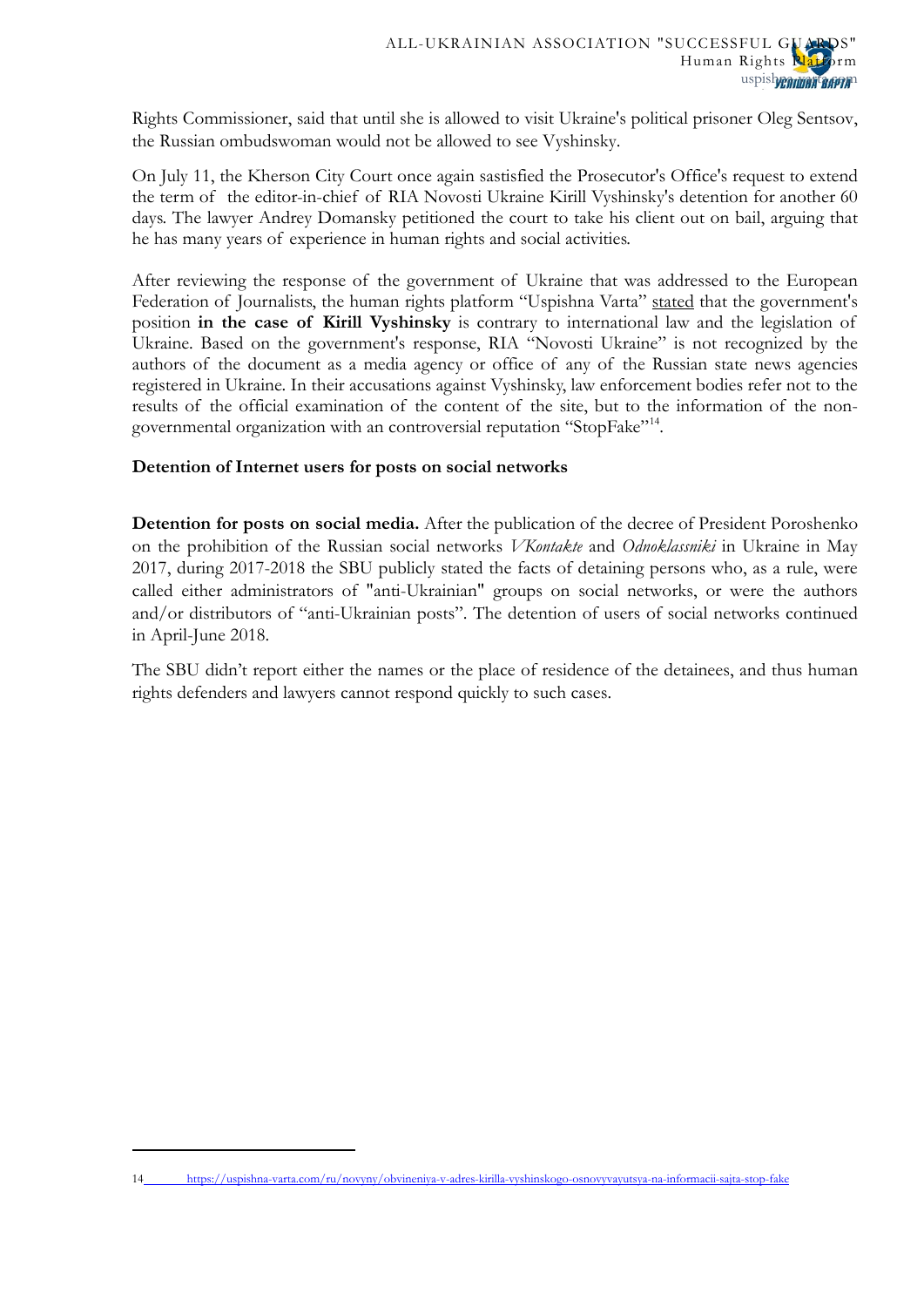Rights Commissioner, said that until she is allowed to visit Ukraine's political prisoner Oleg Sentsov, the Russian ombudswoman would not be allowed to see Vyshinsky.

On July 11, the Kherson City Court once again sastisfied the Prosecutor's Office's request to extend the term of the editor-in-chief of RIA Novosti Ukraine Kirill Vyshinsky's detention for another 60 days. The lawyer Andrey Domansky petitioned the court to take his client out on bail, arguing that he has many years of experience in human rights and social activities.

After reviewing the response of the government of Ukraine that was addressed to the European Federation of Journalists, the human rights platform "Uspishna Varta" stated that the government's position **in the case of Kirill Vyshinsky** is contrary to international law and the legislation of Ukraine. Based on the government's response, RIA "Novosti Ukraine" is not recognized by the authors of the document as a media agency or office of any of the Russian state news agencies registered in Ukraine. In their accusations against Vyshinsky, law enforcement bodies refer not to the results of the official examination of the content of the site, but to the information of the non-governmental organization with an controversial reputation "StopFake"[14].

### Detention of Internet users for posts on social networks

**Detention for posts on social media.** After the publication of the decree of President Poroshenko on the prohibition of the Russian social networks *VKontakte* and *Odnoklassniki* in Ukraine in May 2017, during 2017-2018 the SBU publicly stated the facts of detaining persons who, as a rule, were called either administrators of "anti-Ukrainian" groups on social networks, or were the authors and/or distributors of "anti-Ukrainian posts". The detention of users of social networks continued in April-June 2018.

The SBU didn't report either the names or the place of residence of the detainees, and thus human rights defenders and lawyers cannot respond quickly to such cases.

---

14 https://uspishna-varta.com/ru/novyny/obvineniya-v-adres-kirilla-vyshinskogo-osnovyvayutsya-na-informacii-sajta-stop-fake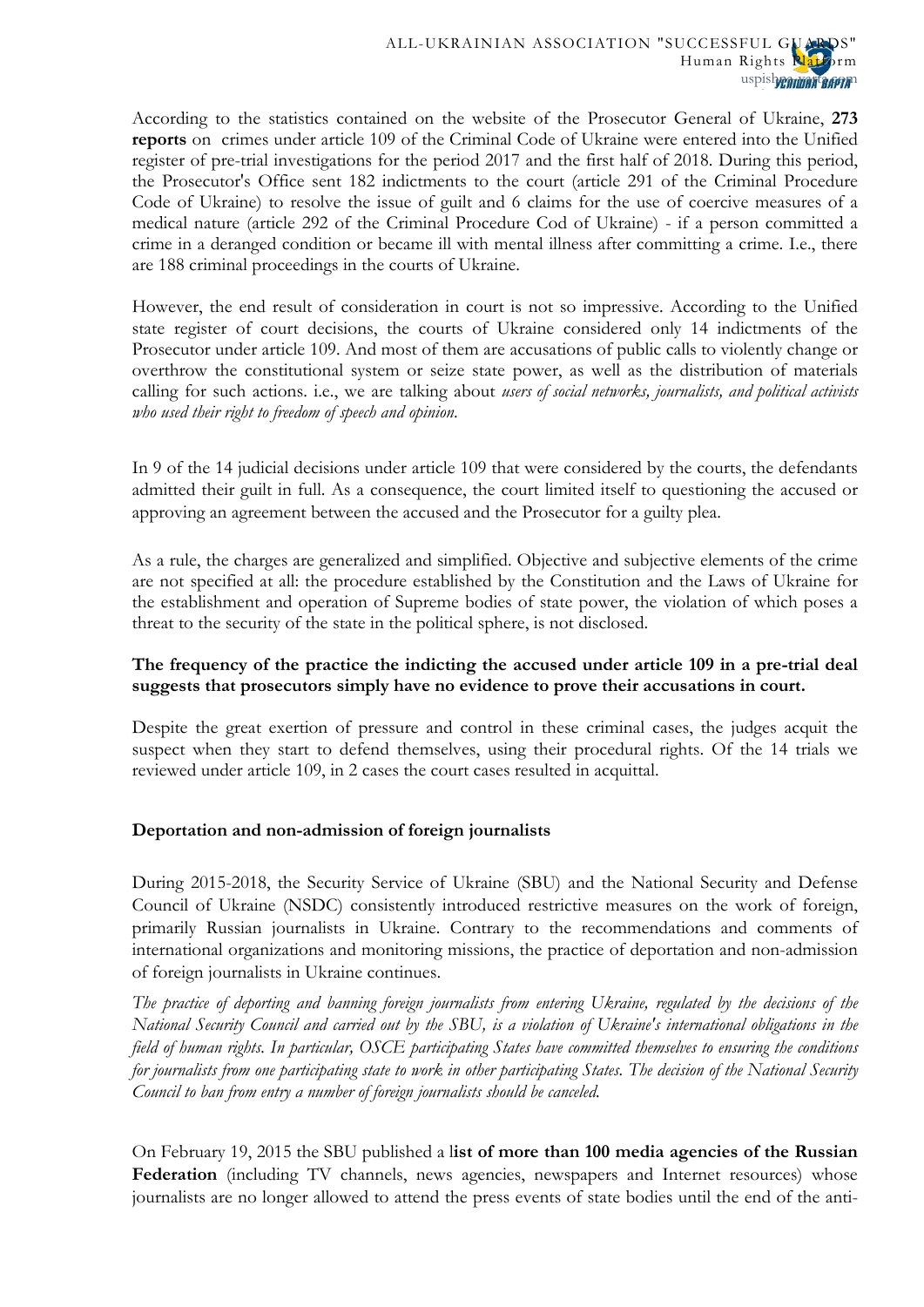According to the statistics contained on the website of the Prosecutor General of Ukraine, **273 reports** on crimes under article 109 of the Criminal Code of Ukraine were entered into the Unified register of pre-trial investigations for the period 2017 and the first half of 2018. During this period, the Prosecutor's Office sent 182 indictments to the court (article 291 of the Criminal Procedure Code of Ukraine) to resolve the issue of guilt and 6 claims for the use of coercive measures of a medical nature (article 292 of the Criminal Procedure Cod of Ukraine) - if a person committed a crime in a deranged condition or became ill with mental illness after committing a crime. I.e., there are 188 criminal proceedings in the courts of Ukraine.

However, the end result of consideration in court is not so impressive. According to the Unified state register of court decisions, the courts of Ukraine considered only 14 indictments of the Prosecutor under article 109. And most of them are accusations of public calls to violently change or overthrow the constitutional system or seize state power, as well as the distribution of materials calling for such actions. i.e., we are talking about *users of social networks, journalists, and political activists who used their right to freedom of speech and opinion*.

In 9 of the 14 judicial decisions under article 109 that were considered by the courts, the defendants admitted their guilt in full. As a consequence, the court limited itself to questioning the accused or approving an agreement between the accused and the Prosecutor for a guilty plea.

As a rule, the charges are generalized and simplified. Objective and subjective elements of the crime are not specified at all: the procedure established by the Constitution and the Laws of Ukraine for the establishment and operation of Supreme bodies of state power, the violation of which poses a threat to the security of the state in the political sphere, is not disclosed.

**The frequency of the practice the indicting the accused under article 109 in a pre-trial deal suggests that prosecutors simply have no evidence to prove their accusations in court.**

Despite the great exertion of pressure and control in these criminal cases, the judges acquit the suspect when they start to defend themselves, using their procedural rights. Of the 14 trials we reviewed under article 109, in 2 cases the court cases resulted in acquittal.

### Deportation and non-admission of foreign journalists

During 2015-2018, the Security Service of Ukraine (SBU) and the National Security and Defense Council of Ukraine (NSDC) consistently introduced restrictive measures on the work of foreign, primarily Russian journalists in Ukraine. Contrary to the recommendations and comments of international organizations and monitoring missions, the practice of deportation and non-admission of foreign journalists in Ukraine continues.

*The practice of deporting and banning foreign journalists from entering Ukraine, regulated by the decisions of the National Security Council and carried out by the SBU, is a violation of Ukraine's international obligations in the field of human rights. In particular, OSCE participating States have committed themselves to ensuring the conditions for journalists from one participating state to work in other participating States. The decision of the National Security Council to ban from entry a number of foreign journalists should be canceled.*

On February 19, 2015 the SBU published a l**ist of more than 100 media agencies of the Russian Federation** (including TV channels, news agencies, newspapers and Internet resources) whose journalists are no longer allowed to attend the press events of state bodies until the end of the anti-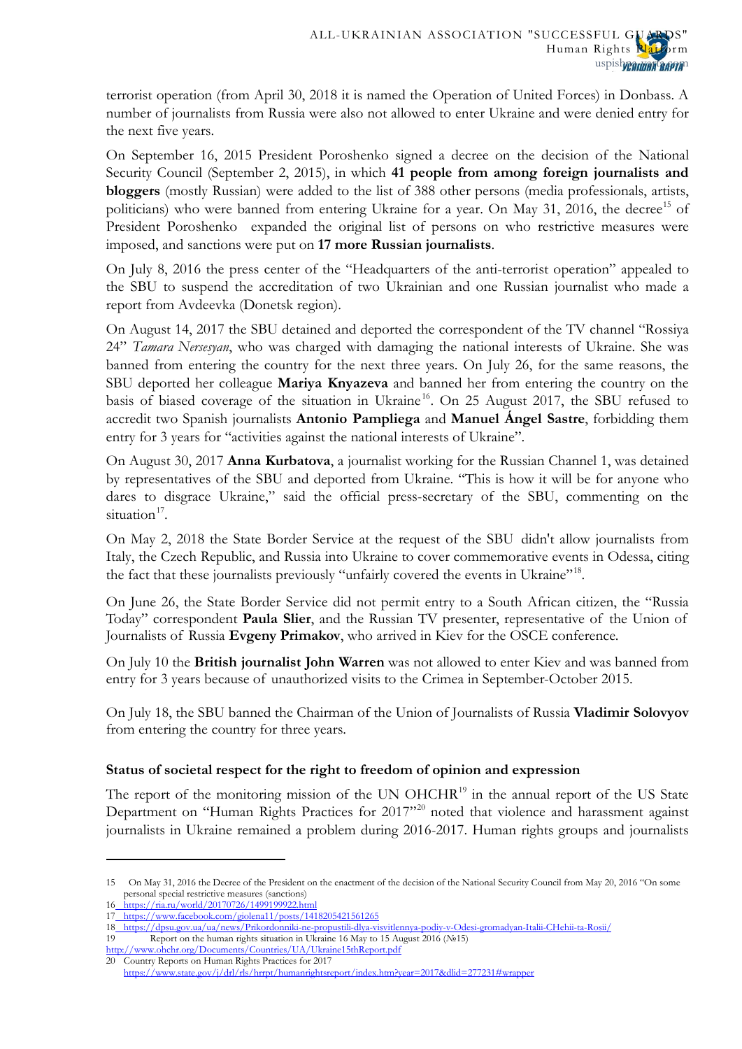terrorist operation (from April 30, 2018 it is named the Operation of United Forces) in Donbass. A number of journalists from Russia were also not allowed to enter Ukraine and were denied entry for the next five years.

On September 16, 2015 President Poroshenko signed a decree on the decision of the National Security Council (September 2, 2015), in which **41 people from among foreign journalists and bloggers** (mostly Russian) were added to the list of 388 other persons (media professionals, artists, politicians) who were banned from entering Ukraine for a year. On May 31, 2016, the decree[15] of President Poroshenko expanded the original list of persons on who restrictive measures were imposed, and sanctions were put on **17 more Russian journalists**.

On July 8, 2016 the press center of the "Headquarters of the anti-terrorist operation" appealed to the SBU to suspend the accreditation of two Ukrainian and one Russian journalist who made a report from Avdeevka (Donetsk region).

On August 14, 2017 the SBU detained and deported the correspondent of the TV channel "Rossiya 24" *Tamara Nersesyan*, who was charged with damaging the national interests of Ukraine. She was banned from entering the country for the next three years. On July 26, for the same reasons, the SBU deported her colleague **Mariya Knyazeva** and banned her from entering the country on the basis of biased coverage of the situation in Ukraine[16]. On 25 August 2017, the SBU refused to accredit two Spanish journalists **Antonio Pampliega** and **Manuel Ángel Sastre**, forbidding them entry for 3 years for "activities against the national interests of Ukraine".

On August 30, 2017 **Anna Kurbatova**, a journalist working for the Russian Channel 1, was detained by representatives of the SBU and deported from Ukraine. "This is how it will be for anyone who dares to disgrace Ukraine," said the official press-secretary of the SBU, commenting on the situation[17].

On May 2, 2018 the State Border Service at the request of the SBU didn't allow journalists from Italy, the Czech Republic, and Russia into Ukraine to cover commemorative events in Odessa, citing the fact that these journalists previously "unfairly covered the events in Ukraine"[18].

On June 26, the State Border Service did not permit entry to a South African citizen, the "Russia Today" correspondent **Paula Slier**, and the Russian TV presenter, representative of the Union of Journalists of Russia **Evgeny Primakov**, who arrived in Kiev for the OSCE conference.

On July 10 the **British journalist John Warren** was not allowed to enter Kiev and was banned from entry for 3 years because of unauthorized visits to the Crimea in September-October 2015.

On July 18, the SBU banned the Chairman of the Union of Journalists of Russia **Vladimir Solovyov** from entering the country for three years.

### Status of societal respect for the right to freedom of opinion and expression

The report of the monitoring mission of the UN OHCHR[19] in the annual report of the US State Department on "Human Rights Practices for 2017"[20] noted that violence and harassment against journalists in Ukraine remained a problem during 2016-2017. Human rights groups and journalists

---

15 On May 31, 2016 the Decree of the President on the enactment of the decision of the National Security Council from May 20, 2016 "On some personal special restrictive measures (sanctions)

16 https://ria.ru/world/20170726/1499199922.html

17 https://www.facebook.com/giolena11/posts/1418205421561265

18 https://dpsu.gov.ua/ua/news/Prikordonniki-ne-propustili-dlya-visvitlennya-podiy-v-Odesi-gromadyan-Italii-CHehii-ta-Rosii/

19 Report on the human rights situation in Ukraine 16 May to 15 August 2016 (№15) http://www.ohchr.org/Documents/Countries/UA/Ukraine15thReport.pdf

20 Country Reports on Human Rights Practices for 2017 https://www.state.gov/j/drl/rls/hrrpt/humanrightsreport/index.htm?year=2017&dlid=277231#wrapper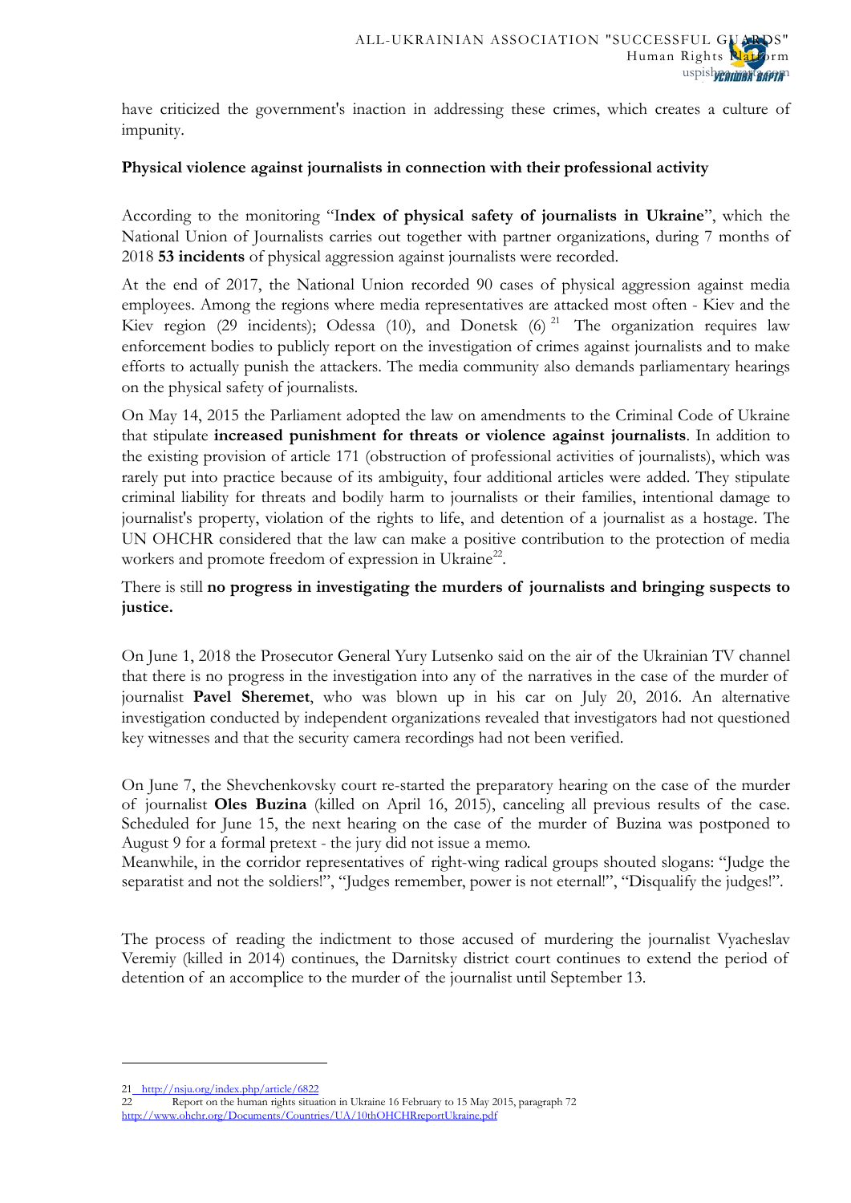have criticized the government's inaction in addressing these crimes, which creates a culture of impunity.

**Physical violence against journalists in connection with their professional activity**

According to the monitoring "**Index of physical safety of journalists in Ukraine**", which the National Union of Journalists carries out together with partner organizations, during 7 months of 2018 **53 incidents** of physical aggression against journalists were recorded.

At the end of 2017, the National Union recorded 90 cases of physical aggression against media employees. Among the regions where media representatives are attacked most often - Kiev and the Kiev region (29 incidents); Odessa (10), and Donetsk (6) [21] The organization requires law enforcement bodies to publicly report on the investigation of crimes against journalists and to make efforts to actually punish the attackers. The media community also demands parliamentary hearings on the physical safety of journalists.

On May 14, 2015 the Parliament adopted the law on amendments to the Criminal Code of Ukraine that stipulate **increased punishment for threats or violence against journalists**. In addition to the existing provision of article 171 (obstruction of professional activities of journalists), which was rarely put into practice because of its ambiguity, four additional articles were added. They stipulate criminal liability for threats and bodily harm to journalists or their families, intentional damage to journalist's property, violation of the rights to life, and detention of a journalist as a hostage. The UN OHCHR considered that the law can make a positive contribution to the protection of media workers and promote freedom of expression in Ukraine[22].

There is still **no progress in investigating the murders of journalists and bringing suspects to justice.**

On June 1, 2018 the Prosecutor General Yury Lutsenko said on the air of the Ukrainian TV channel that there is no progress in the investigation into any of the narratives in the case of the murder of journalist **Pavel Sheremet**, who was blown up in his car on July 20, 2016. An alternative investigation conducted by independent organizations revealed that investigators had not questioned key witnesses and that the security camera recordings had not been verified.

On June 7, the Shevchenkovsky court re-started the preparatory hearing on the case of the murder of journalist **Oles Buzina** (killed on April 16, 2015), canceling all previous results of the case. Scheduled for June 15, the next hearing on the case of the murder of Buzina was postponed to August 9 for a formal pretext - the jury did not issue a memo.
Meanwhile, in the corridor representatives of right-wing radical groups shouted slogans: "Judge the separatist and not the soldiers!", "Judges remember, power is not eternal!", "Disqualify the judges!".

The process of reading the indictment to those accused of murdering the journalist Vyacheslav Veremiy (killed in 2014) continues, the Darnitsky district court continues to extend the period of detention of an accomplice to the murder of the journalist until September 13.

---

[21] http://nsju.org/index.php/article/6822

[22] Report on the human rights situation in Ukraine 16 February to 15 May 2015, paragraph 72 http://www.ohchr.org/Documents/Countries/UA/10thOHCHRreportUkraine.pdf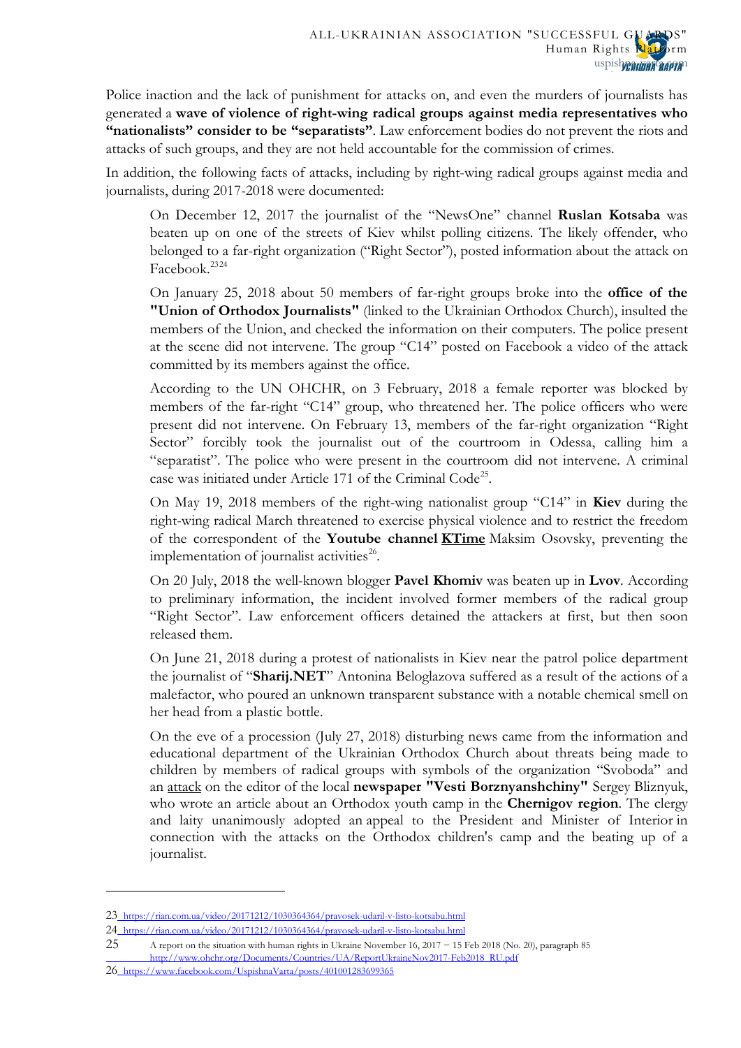Police inaction and the lack of punishment for attacks on, and even the murders of journalists has generated a **wave of violence of right-wing radical groups against media representatives who "nationalists" consider to be "separatists"**. Law enforcement bodies do not prevent the riots and attacks of such groups, and they are not held accountable for the commission of crimes.

In addition, the following facts of attacks, including by right-wing radical groups against media and journalists, during 2017-2018 were documented:

> On December 12, 2017 the journalist of the "NewsOne" channel **Ruslan Kotsaba** was beaten up on one of the streets of Kiev whilst polling citizens. The likely offender, who belonged to a far-right organization ("Right Sector"), posted information about the attack on Facebook.[23][24]
>
> On January 25, 2018 about 50 members of far-right groups broke into the **office of the "Union of Orthodox Journalists"** (linked to the Ukrainian Orthodox Church), insulted the members of the Union, and checked the information on their computers. The police present at the scene did not intervene. The group "C14" posted on Facebook a video of the attack committed by its members against the office.
>
> According to the UN OHCHR, on 3 February, 2018 a female reporter was blocked by members of the far-right "C14" group, who threatened her. The police officers who were present did not intervene. On February 13, members of the far-right organization "Right Sector" forcibly took the journalist out of the courtroom in Odessa, calling him a "separatist". The police who were present in the courtroom did not intervene. A criminal case was initiated under Article 171 of the Criminal Code[25].
>
> On May 19, 2018 members of the right-wing nationalist group "C14" in **Kiev** during the right-wing radical March threatened to exercise physical violence and to restrict the freedom of the correspondent of the **Youtube channel KTime** Maksim Osovsky, preventing the implementation of journalist activities[26].
>
> On 20 July, 2018 the well-known blogger **Pavel Khomiv** was beaten up in **Lvov**. According to preliminary information, the incident involved former members of the radical group "Right Sector". Law enforcement officers detained the attackers at first, but then soon released them.
>
> On June 21, 2018 during a protest of nationalists in Kiev near the patrol police department the journalist of "**Sharij.NET**" Antonina Beloglazova suffered as a result of the actions of a malefactor, who poured an unknown transparent substance with a notable chemical smell on her head from a plastic bottle.
>
> On the eve of a procession (July 27, 2018) disturbing news came from the information and educational department of the Ukrainian Orthodox Church about threats being made to children by members of radical groups with symbols of the organization "Svoboda" and an attack on the editor of the local **newspaper "Vesti Borznyanshchiny"** Sergey Bliznyuk, who wrote an article about an Orthodox youth camp in the **Chernigov region**. The clergy and laity unanimously adopted an appeal to the President and Minister of Interior in connection with the attacks on the Orthodox children's camp and the beating up of a journalist.

---

23 https://rian.com.ua/video/20171212/1030364364/pravosek-udaril-v-listo-kotsabu.html

24 https://rian.com.ua/video/20171212/1030364364/pravosek-udaril-v-listo-kotsabu.html

25 A report on the situation with human rights in Ukraine November 16, 2017 – 15 Feb 2018 (No. 20), paragraph 85 http://www.ohchr.org/Documents/Countries/UA/ReportUkraineNov2017-Feb2018_RU.pdf

26 https://www.facebook.com/UspishnaVarta/posts/401001283699365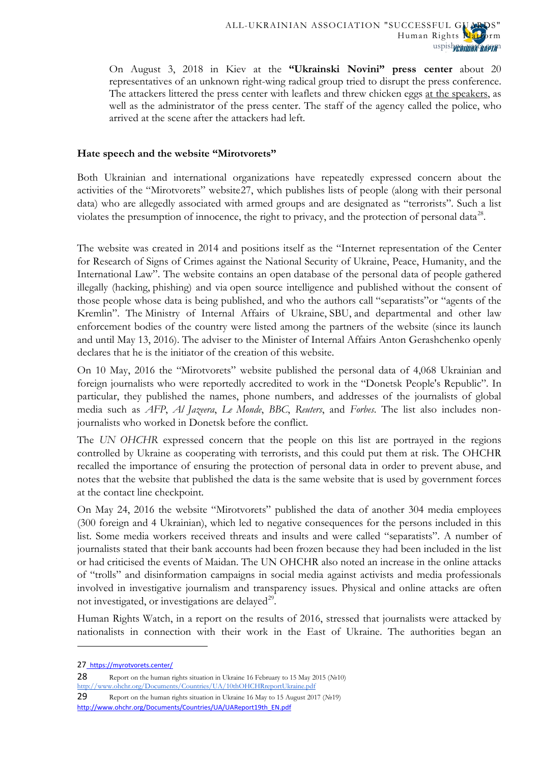On August 3, 2018 in Kiev at the **"Ukrainski Novini" press center** about 20 representatives of an unknown right-wing radical group tried to disrupt the press conference. The attackers littered the press center with leaflets and threw chicken eggs at the speakers, as well as the administrator of the press center. The staff of the agency called the police, who arrived at the scene after the attackers had left.

**Hate speech and the website "Mirotvorets"**

Both Ukrainian and international organizations have repeatedly expressed concern about the activities of the "Mirotvorets" website27, which publishes lists of people (along with their personal data) who are allegedly associated with armed groups and are designated as "terrorists". Such a list violates the presumption of innocence, the right to privacy, and the protection of personal data[28].

The website was created in 2014 and positions itself as the "Internet representation of the Center for Research of Signs of Crimes against the National Security of Ukraine, Peace, Humanity, and the International Law". The website contains an open database of the personal data of people gathered illegally (hacking, phishing) and via open source intelligence and published without the consent of those people whose data is being published, and who the authors call "separatists"or "agents of the Kremlin". The Ministry of Internal Affairs of Ukraine, SBU, and departmental and other law enforcement bodies of the country were listed among the partners of the website (since its launch and until May 13, 2016). The adviser to the Minister of Internal Affairs Anton Gerashchenko openly declares that he is the initiator of the creation of this website.

On 10 May, 2016 the "Mirotvorets" website published the personal data of 4,068 Ukrainian and foreign journalists who were reportedly accredited to work in the "Donetsk People's Republic". In particular, they published the names, phone numbers, and addresses of the journalists of global media such as *AFP*, *Al Jazeera*, *Le Monde*, *BBC*, *Reuters*, and *Forbes*. The list also includes non-journalists who worked in Donetsk before the conflict.

The *UN OHCHR* expressed concern that the people on this list are portrayed in the regions controlled by Ukraine as cooperating with terrorists, and this could put them at risk. The OHCHR recalled the importance of ensuring the protection of personal data in order to prevent abuse, and notes that the website that published the data is the same website that is used by government forces at the contact line checkpoint.

On May 24, 2016 the website "Mirotvorets" published the data of another 304 media employees (300 foreign and 4 Ukrainian), which led to negative consequences for the persons included in this list. Some media workers received threats and insults and were called "separatists". A number of journalists stated that their bank accounts had been frozen because they had been included in the list or had criticised the events of Maidan. The UN OHCHR also noted an increase in the online attacks of "trolls" and disinformation campaigns in social media against activists and media professionals involved in investigative journalism and transparency issues. Physical and online attacks are often not investigated, or investigations are delayed[29].

Human Rights Watch, in a report on the results of 2016, stressed that journalists were attacked by nationalists in connection with their work in the East of Ukraine. The authorities began an

---

27 https://myrotvorets.center/

28 Report on the human rights situation in Ukraine 16 February to 15 May 2015 (№10) http://www.ohchr.org/Documents/Countries/UA/10thOHCHRreportUkraine.pdf

29 Report on the human rights situation in Ukraine 16 May to 15 August 2017 (№19) http://www.ohchr.org/Documents/Countries/UA/UAReport19th_EN.pdf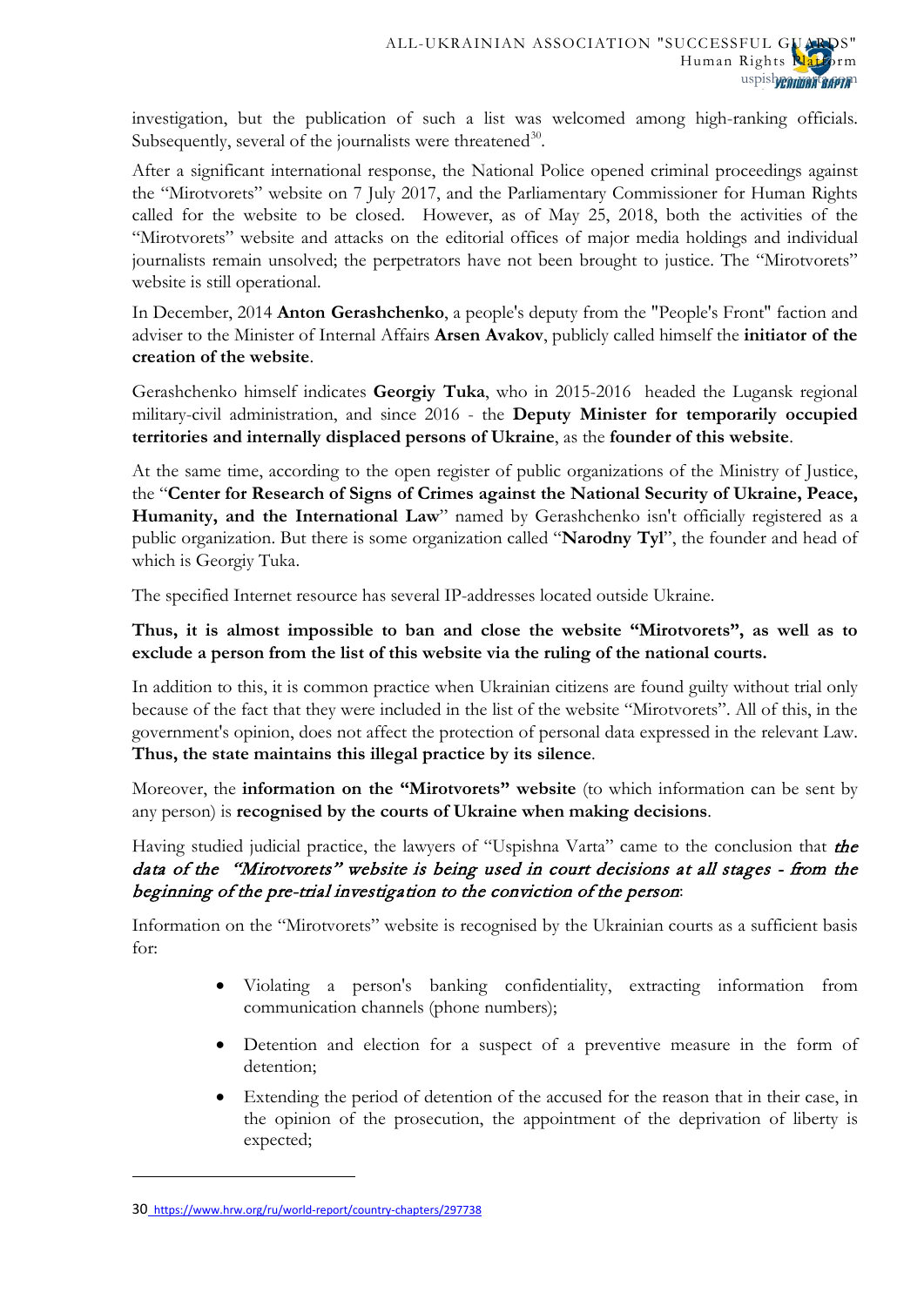investigation, but the publication of such a list was welcomed among high-ranking officials. Subsequently, several of the journalists were threatened[30].

After a significant international response, the National Police opened criminal proceedings against the "Mirotvorets" website on 7 July 2017, and the Parliamentary Commissioner for Human Rights called for the website to be closed. However, as of May 25, 2018, both the activities of the "Mirotvorets" website and attacks on the editorial offices of major media holdings and individual journalists remain unsolved; the perpetrators have not been brought to justice. The "Mirotvorets" website is still operational.

In December, 2014 **Anton Gerashchenko**, a people's deputy from the "People's Front" faction and adviser to the Minister of Internal Affairs **Arsen Avakov**, publicly called himself the **initiator of the creation of the website**.

Gerashchenko himself indicates **Georgiy Tuka**, who in 2015-2016 headed the Lugansk regional military-civil administration, and since 2016 - the **Deputy Minister for temporarily occupied territories and internally displaced persons of Ukraine**, as the **founder of this website**.

At the same time, according to the open register of public organizations of the Ministry of Justice, the "**Center for Research of Signs of Crimes against the National Security of Ukraine, Peace, Humanity, and the International Law**" named by Gerashchenko isn't officially registered as a public organization. But there is some organization called "**Narodny Tyl**", the founder and head of which is Georgiy Tuka.

The specified Internet resource has several IP-addresses located outside Ukraine.

**Thus, it is almost impossible to ban and close the website "Mirotvorets", as well as to exclude a person from the list of this website via the ruling of the national courts.**

In addition to this, it is common practice when Ukrainian citizens are found guilty without trial only because of the fact that they were included in the list of the website "Mirotvorets". All of this, in the government's opinion, does not affect the protection of personal data expressed in the relevant Law. **Thus, the state maintains this illegal practice by its silence**.

Moreover, the **information on the "Mirotvorets" website** (to which information can be sent by any person) is **recognised by the courts of Ukraine when making decisions**.

Having studied judicial practice, the lawyers of "Uspishna Varta" came to the conclusion that ***the data of the "Mirotvorets" website is being used in court decisions at all stages - from the beginning of the pre-trial investigation to the conviction of the person***:

Information on the "Mirotvorets" website is recognised by the Ukrainian courts as a sufficient basis for:

- Violating a person's banking confidentiality, extracting information from communication channels (phone numbers);
- Detention and election for a suspect of a preventive measure in the form of detention;
- Extending the period of detention of the accused for the reason that in their case, in the opinion of the prosecution, the appointment of the deprivation of liberty is expected;

---

30 https://www.hrw.org/ru/world-report/country-chapters/297738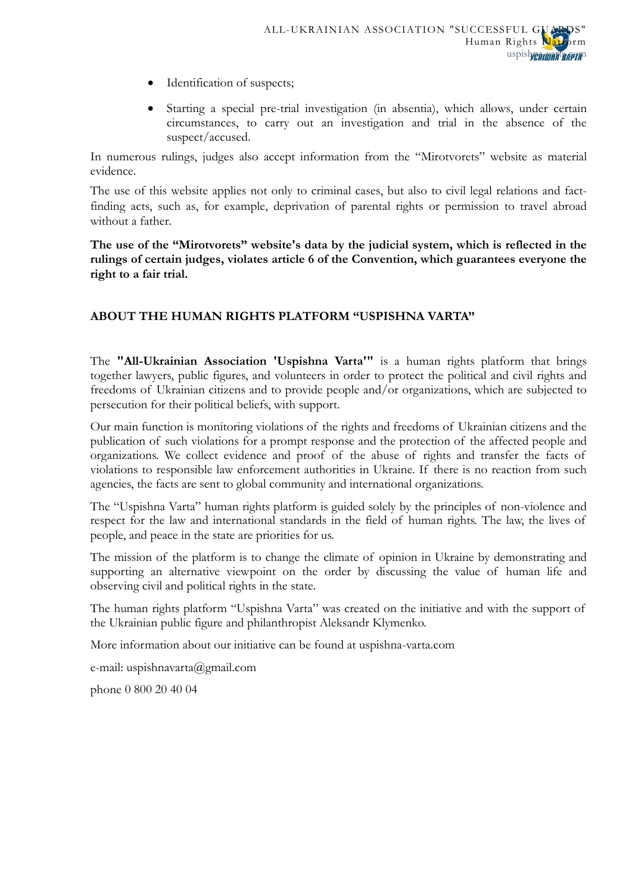- Identification of suspects;
- Starting a special pre-trial investigation (in absentia), which allows, under certain circumstances, to carry out an investigation and trial in the absence of the suspect/accused.

In numerous rulings, judges also accept information from the "Mirotvorets" website as material evidence.

The use of this website applies not only to criminal cases, but also to civil legal relations and fact-finding acts, such as, for example, deprivation of parental rights or permission to travel abroad without a father.

**The use of the "Mirotvorets" website's data by the judicial system, which is reflected in the rulings of certain judges, violates article 6 of the Convention, which guarantees everyone the right to a fair trial.**

## ABOUT THE HUMAN RIGHTS PLATFORM "USPISHNA VARTA"

The **"All-Ukrainian Association 'Uspishna Varta'"** is a human rights platform that brings together lawyers, public figures, and volunteers in order to protect the political and civil rights and freedoms of Ukrainian citizens and to provide people and/or organizations, which are subjected to persecution for their political beliefs, with support.

Our main function is monitoring violations of the rights and freedoms of Ukrainian citizens and the publication of such violations for a prompt response and the protection of the affected people and organizations. We collect evidence and proof of the abuse of rights and transfer the facts of violations to responsible law enforcement authorities in Ukraine. If there is no reaction from such agencies, the facts are sent to global community and international organizations.

The "Uspishna Varta" human rights platform is guided solely by the principles of non-violence and respect for the law and international standards in the field of human rights. The law, the lives of people, and peace in the state are priorities for us.

The mission of the platform is to change the climate of opinion in Ukraine by demonstrating and supporting an alternative viewpoint on the order by discussing the value of human life and observing civil and political rights in the state.

The human rights platform "Uspishna Varta" was created on the initiative and with the support of the Ukrainian public figure and philanthropist Aleksandr Klymenko.

More information about our initiative can be found at uspishna-varta.com

e-mail: uspishnavarta@gmail.com

phone 0 800 20 40 04